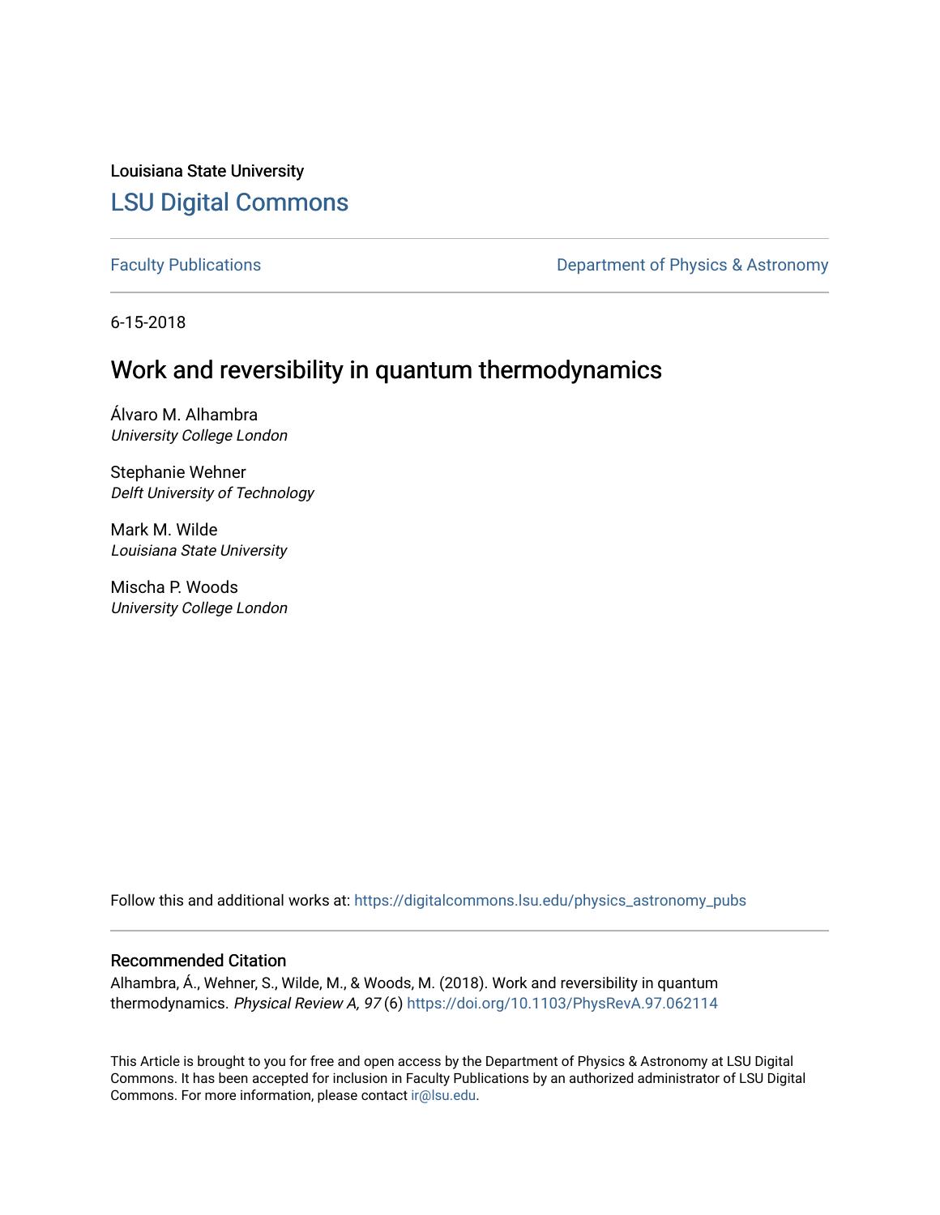Louisiana State University

# LSU Digital Commons

Faculty Publications

Department of Physics & Astronomy

6-15-2018

## Work and reversibility in quantum thermodynamics

Álvaro M. Alhambra
*University College London*

Stephanie Wehner
*Delft University of Technology*

Mark M. Wilde
*Louisiana State University*

Mischa P. Woods
*University College London*

Follow this and additional works at: https://digitalcommons.lsu.edu/physics_astronomy_pubs

### Recommended Citation

Alhambra, Á., Wehner, S., Wilde, M., & Woods, M. (2018). Work and reversibility in quantum thermodynamics. *Physical Review A, 97* (6) https://doi.org/10.1103/PhysRevA.97.062114

This Article is brought to you for free and open access by the Department of Physics & Astronomy at LSU Digital Commons. It has been accepted for inclusion in Faculty Publications by an authorized administrator of LSU Digital Commons. For more information, please contact ir@lsu.edu.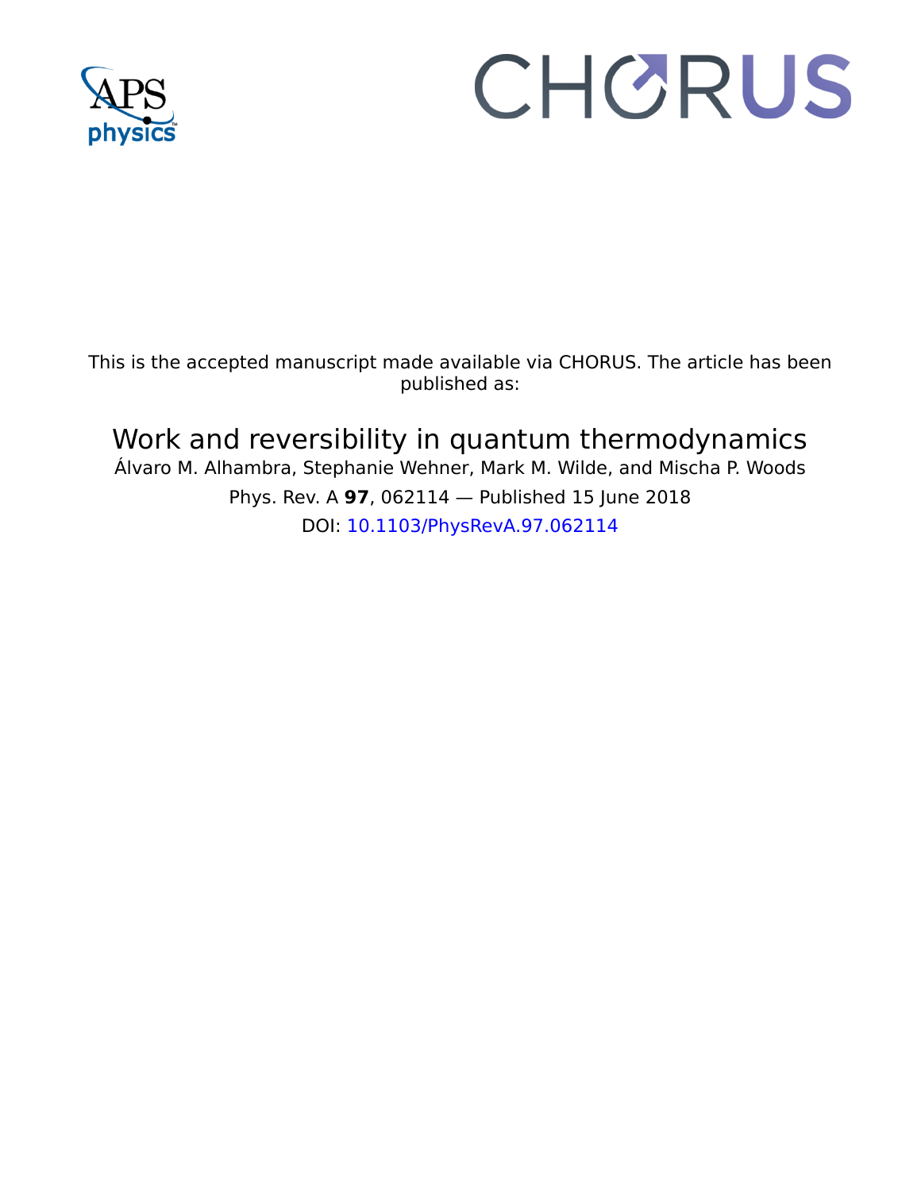This is the accepted manuscript made available via CHORUS. The article has been published as:

# Work and reversibility in quantum thermodynamics

Álvaro M. Alhambra, Stephanie Wehner, Mark M. Wilde, and Mischa P. Woods

Phys. Rev. A **97**, 062114 — Published 15 June 2018

DOI: 10.1103/PhysRevA.97.062114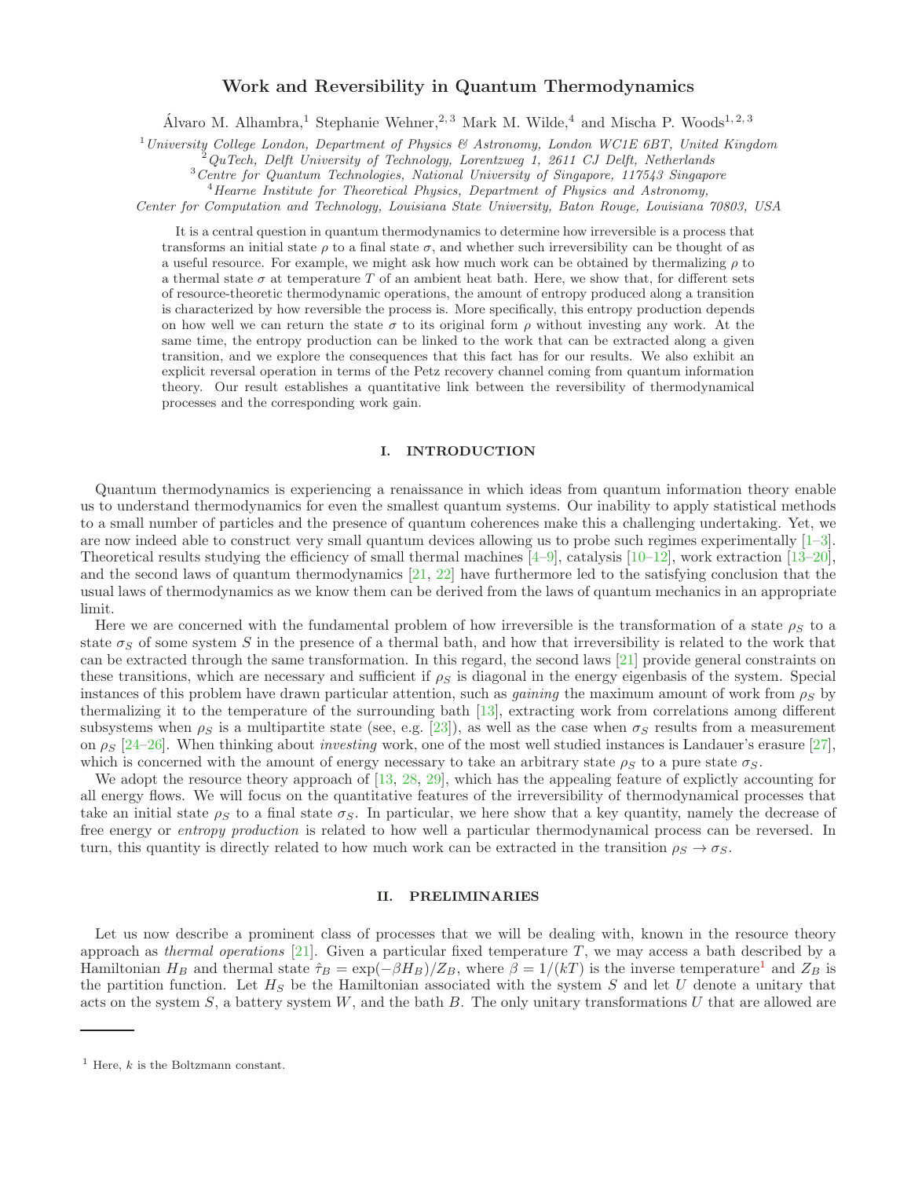# Work and Reversibility in Quantum Thermodynamics

Álvaro M. Alhambra,[1] Stephanie Wehner,[2,3] Mark M. Wilde,[4] and Mischa P. Woods[1,2,3]

[1] *University College London, Department of Physics & Astronomy, London WC1E 6BT, United Kingdom*
[2] *QuTech, Delft University of Technology, Lorentzweg 1, 2611 CJ Delft, Netherlands*
[3] *Centre for Quantum Technologies, National University of Singapore, 117543 Singapore*
[4] *Hearne Institute for Theoretical Physics, Department of Physics and Astronomy, Center for Computation and Technology, Louisiana State University, Baton Rouge, Louisiana 70803, USA*

It is a central question in quantum thermodynamics to determine how irreversible is a process that transforms an initial state $\rho$ to a final state $\sigma$, and whether such irreversibility can be thought of as a useful resource. For example, we might ask how much work can be obtained by thermalizing $\rho$ to a thermal state $\sigma$ at temperature $T$ of an ambient heat bath. Here, we show that, for different sets of resource-theoretic thermodynamic operations, the amount of entropy produced along a transition is characterized by how reversible the process is. More specifically, this entropy production depends on how well we can return the state $\sigma$ to its original form $\rho$ without investing any work. At the same time, the entropy production can be linked to the work that can be extracted along a given transition, and we explore the consequences that this fact has for our results. We also exhibit an explicit reversal operation in terms of the Petz recovery channel coming from quantum information theory. Our result establishes a quantitative link between the reversibility of thermodynamical processes and the corresponding work gain.

## I. INTRODUCTION

Quantum thermodynamics is experiencing a renaissance in which ideas from quantum information theory enable us to understand thermodynamics for even the smallest quantum systems. Our inability to apply statistical methods to a small number of particles and the presence of quantum coherences make this a challenging undertaking. Yet, we are now indeed able to construct very small quantum devices allowing us to probe such regimes experimentally [1–3]. Theoretical results studying the efficiency of small thermal machines [4–9], catalysis [10–12], work extraction [13–20], and the second laws of quantum thermodynamics [21, 22] have furthermore led to the satisfying conclusion that the usual laws of thermodynamics as we know them can be derived from the laws of quantum mechanics in an appropriate limit.

Here we are concerned with the fundamental problem of how irreversible is the transformation of a state $\rho_S$ to a state $\sigma_S$ of some system $S$ in the presence of a thermal bath, and how that irreversibility is related to the work that can be extracted through the same transformation. In this regard, the second laws [21] provide general constraints on these transitions, which are necessary and sufficient if $\rho_S$ is diagonal in the energy eigenbasis of the system. Special instances of this problem have drawn particular attention, such as *gaining* the maximum amount of work from $\rho_S$ by thermalizing it to the temperature of the surrounding bath [13], extracting work from correlations among different subsystems when $\rho_S$ is a multipartite state (see, e.g. [23]), as well as the case when $\sigma_S$ results from a measurement on $\rho_S$ [24–26]. When thinking about *investing* work, one of the most well studied instances is Landauer's erasure [27], which is concerned with the amount of energy necessary to take an arbitrary state $\rho_S$ to a pure state $\sigma_S$.

We adopt the resource theory approach of [13, 28, 29], which has the appealing feature of explictly accounting for all energy flows. We will focus on the quantitative features of the irreversibility of thermodynamical processes that take an initial state $\rho_S$ to a final state $\sigma_S$. In particular, we here show that a key quantity, namely the decrease of free energy or *entropy production* is related to how well a particular thermodynamical process can be reversed. In turn, this quantity is directly related to how much work can be extracted in the transition $\rho_S \to \sigma_S$.

## II. PRELIMINARIES

Let us now describe a prominent class of processes that we will be dealing with, known in the resource theory approach as *thermal operations* [21]. Given a particular fixed temperature $T$, we may access a bath described by a Hamiltonian $H_B$ and thermal state $\hat{\tau}_B = \exp(-\beta H_B)/Z_B$, where $\beta = 1/(kT)$ is the inverse temperature[1] and $Z_B$ is the partition function. Let $H_S$ be the Hamiltonian associated with the system $S$ and let $U$ denote a unitary that acts on the system $S$, a battery system $W$, and the bath $B$. The only unitary transformations $U$ that are allowed are

[1] Here, $k$ is the Boltzmann constant.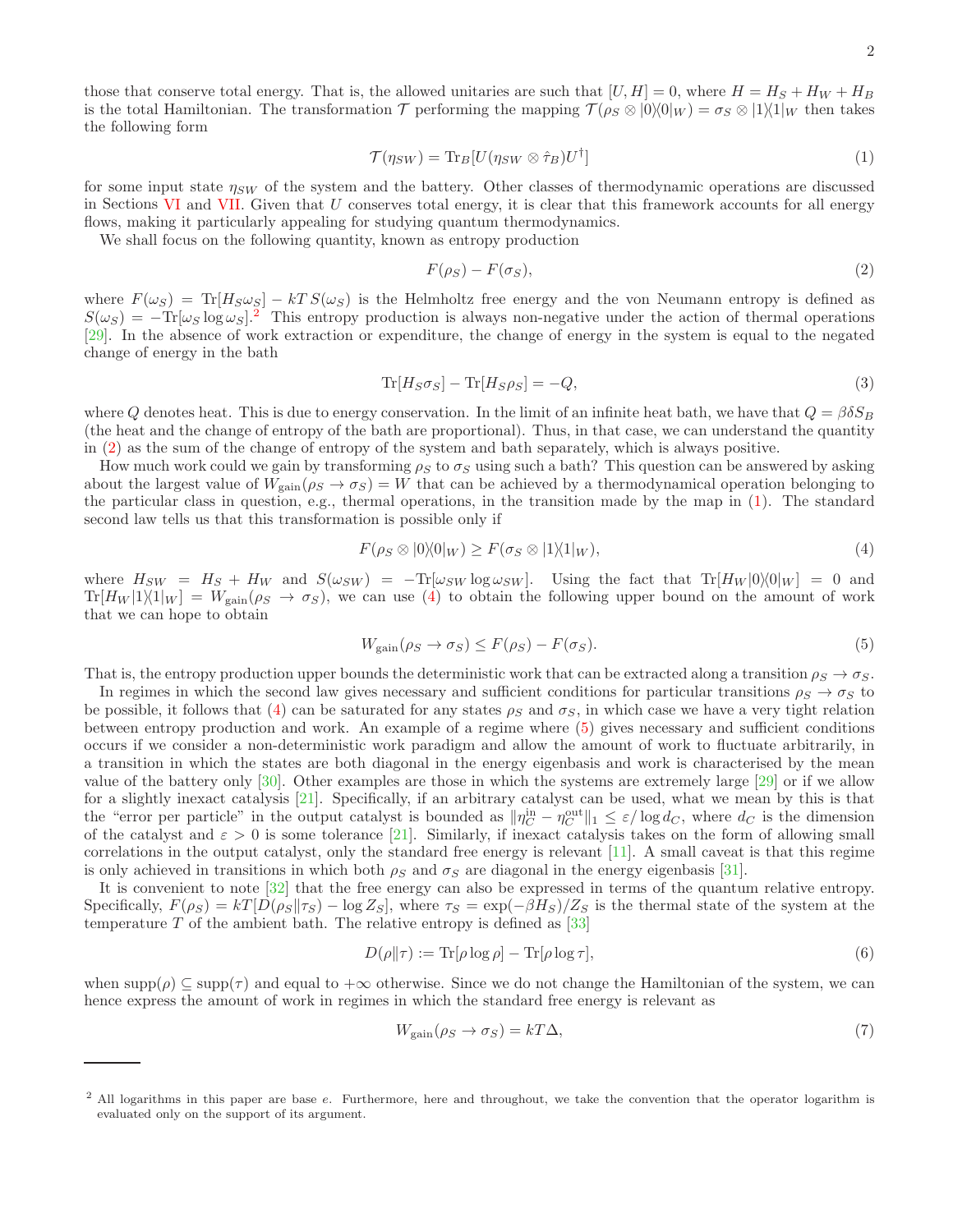those that conserve total energy. That is, the allowed unitaries are such that $[U, H] = 0$, where $H = H_S + H_W + H_B$ is the total Hamiltonian. The transformation $\mathcal{T}$ performing the mapping $\mathcal{T}(\rho_S \otimes |0\rangle\langle 0|_W) = \sigma_S \otimes |1\rangle\langle 1|_W$ then takes the following form

$$\mathcal{T}(\eta_{SW}) = \mathrm{Tr}_B[U(\eta_{SW} \otimes \hat{\tau}_B)U^\dagger] \tag{1}$$

for some input state $\eta_{SW}$ of the system and the battery. Other classes of thermodynamic operations are discussed in Sections VI and VII. Given that $U$ conserves total energy, it is clear that this framework accounts for all energy flows, making it particularly appealing for studying quantum thermodynamics.

We shall focus on the following quantity, known as entropy production

$$F(\rho_S) - F(\sigma_S), \tag{2}$$

where $F(\omega_S) = \mathrm{Tr}[H_S\omega_S] - kT\, S(\omega_S)$ is the Helmholtz free energy and the von Neumann entropy is defined as $S(\omega_S) = -\mathrm{Tr}[\omega_S \log \omega_S]$.[2] This entropy production is always non-negative under the action of thermal operations [29]. In the absence of work extraction or expenditure, the change of energy in the system is equal to the negated change of energy in the bath

$$\mathrm{Tr}[H_S\sigma_S] - \mathrm{Tr}[H_S\rho_S] = -Q, \tag{3}$$

where $Q$ denotes heat. This is due to energy conservation. In the limit of an infinite heat bath, we have that $Q = \beta\delta S_B$ (the heat and the change of entropy of the bath are proportional). Thus, in that case, we can understand the quantity in (2) as the sum of the change of entropy of the system and bath separately, which is always positive.

How much work could we gain by transforming $\rho_S$ to $\sigma_S$ using such a bath? This question can be answered by asking about the largest value of $W_{\mathrm{gain}}(\rho_S \to \sigma_S) = W$ that can be achieved by a thermodynamical operation belonging to the particular class in question, e.g., thermal operations, in the transition made by the map in (1). The standard second law tells us that this transformation is possible only if

$$F(\rho_S \otimes |0\rangle\langle 0|_W) \geq F(\sigma_S \otimes |1\rangle\langle 1|_W), \tag{4}$$

where $H_{SW} = H_S + H_W$ and $S(\omega_{SW}) = -\mathrm{Tr}[\omega_{SW} \log \omega_{SW}]$. Using the fact that $\mathrm{Tr}[H_W|0\rangle\langle 0|_W] = 0$ and $\mathrm{Tr}[H_W|1\rangle\langle 1|_W] = W_{\mathrm{gain}}(\rho_S \to \sigma_S)$, we can use (4) to obtain the following upper bound on the amount of work that we can hope to obtain

$$W_{\mathrm{gain}}(\rho_S \to \sigma_S) \leq F(\rho_S) - F(\sigma_S). \tag{5}$$

That is, the entropy production upper bounds the deterministic work that can be extracted along a transition $\rho_S \to \sigma_S$.

In regimes in which the second law gives necessary and sufficient conditions for particular transitions $\rho_S \to \sigma_S$ to be possible, it follows that (4) can be saturated for any states $\rho_S$ and $\sigma_S$, in which case we have a very tight relation between entropy production and work. An example of a regime where (5) gives necessary and sufficient conditions occurs if we consider a non-deterministic work paradigm and allow the amount of work to fluctuate arbitrarily, in a transition in which the states are both diagonal in the energy eigenbasis and work is characterised by the mean value of the battery only [30]. Other examples are those in which the systems are extremely large [29] or if we allow for a slightly inexact catalysis [21]. Specifically, if an arbitrary catalyst can be used, what we mean by this is that the "error per particle" in the output catalyst is bounded as $\|\eta_C^{\mathrm{in}} - \eta_C^{\mathrm{out}}\|_1 \leq \varepsilon/\log d_C$, where $d_C$ is the dimension of the catalyst and $\varepsilon > 0$ is some tolerance [21]. Similarly, if inexact catalysis takes on the form of allowing small correlations in the output catalyst, only the standard free energy is relevant [11]. A small caveat is that this regime is only achieved in transitions in which both $\rho_S$ and $\sigma_S$ are diagonal in the energy eigenbasis [31].

It is convenient to note [32] that the free energy can also be expressed in terms of the quantum relative entropy. Specifically, $F(\rho_S) = kT[D(\rho_S\|\tau_S) - \log Z_S]$, where $\tau_S = \exp(-\beta H_S)/Z_S$ is the thermal state of the system at the temperature $T$ of the ambient bath. The relative entropy is defined as [33]

$$D(\rho\|\tau) := \mathrm{Tr}[\rho \log \rho] - \mathrm{Tr}[\rho \log \tau], \tag{6}$$

when $\mathrm{supp}(\rho) \subseteq \mathrm{supp}(\tau)$ and equal to $+\infty$ otherwise. Since we do not change the Hamiltonian of the system, we can hence express the amount of work in regimes in which the standard free energy is relevant as

$$W_{\mathrm{gain}}(\rho_S \to \sigma_S) = kT\Delta, \tag{7}$$

---

[2] All logarithms in this paper are base $e$. Furthermore, here and throughout, we take the convention that the operator logarithm is evaluated only on the support of its argument.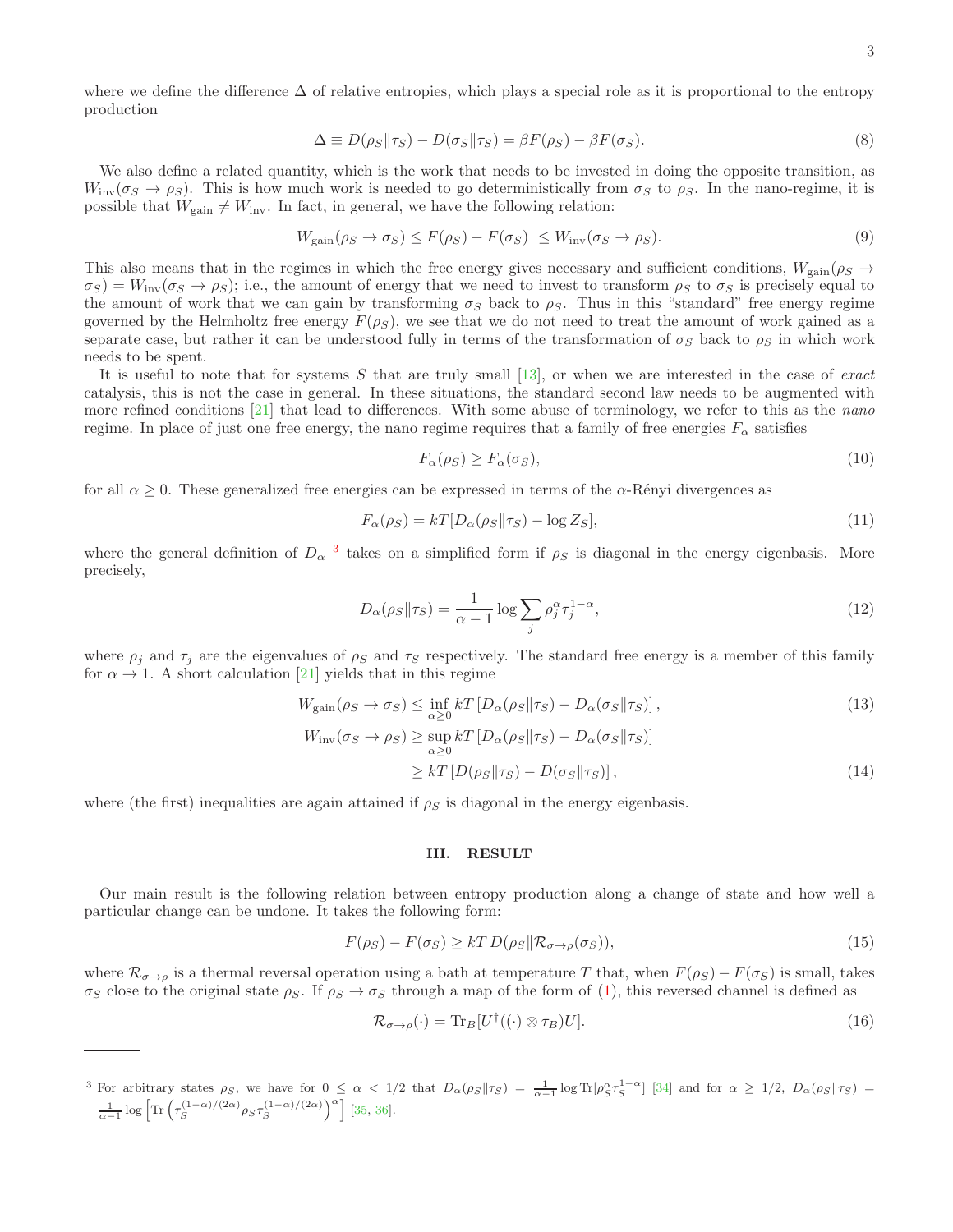where we define the difference $\Delta$ of relative entropies, which plays a special role as it is proportional to the entropy production

$$\Delta \equiv D(\rho_S \| \tau_S) - D(\sigma_S \| \tau_S) = \beta F(\rho_S) - \beta F(\sigma_S). \tag{8}$$

We also define a related quantity, which is the work that needs to be invested in doing the opposite transition, as $W_{\text{inv}}(\sigma_S \to \rho_S)$. This is how much work is needed to go deterministically from $\sigma_S$ to $\rho_S$. In the nano-regime, it is possible that $W_{\text{gain}} \neq W_{\text{inv}}$. In fact, in general, we have the following relation:

$$W_{\text{gain}}(\rho_S \to \sigma_S) \leq F(\rho_S) - F(\sigma_S) \ \leq W_{\text{inv}}(\sigma_S \to \rho_S). \tag{9}$$

This also means that in the regimes in which the free energy gives necessary and sufficient conditions, $W_{\text{gain}}(\rho_S \to \sigma_S) = W_{\text{inv}}(\sigma_S \to \rho_S)$; i.e., the amount of energy that we need to invest to transform $\rho_S$ to $\sigma_S$ is precisely equal to the amount of work that we can gain by transforming $\sigma_S$ back to $\rho_S$. Thus in this "standard" free energy regime governed by the Helmholtz free energy $F(\rho_S)$, we see that we do not need to treat the amount of work gained as a separate case, but rather it can be understood fully in terms of the transformation of $\sigma_S$ back to $\rho_S$ in which work needs to be spent.

It is useful to note that for systems $S$ that are truly small [13], or when we are interested in the case of *exact* catalysis, this is not the case in general. In these situations, the standard second law needs to be augmented with more refined conditions [21] that lead to differences. With some abuse of terminology, we refer to this as the *nano* regime. In place of just one free energy, the nano regime requires that a family of free energies $F_\alpha$ satisfies

$$F_\alpha(\rho_S) \geq F_\alpha(\sigma_S), \tag{10}$$

for all $\alpha \geq 0$. These generalized free energies can be expressed in terms of the $\alpha$-Rényi divergences as

$$F_\alpha(\rho_S) = kT[D_\alpha(\rho_S \| \tau_S) - \log Z_S], \tag{11}$$

where the general definition of $D_\alpha$ [3] takes on a simplified form if $\rho_S$ is diagonal in the energy eigenbasis. More precisely,

$$D_\alpha(\rho_S \| \tau_S) = \frac{1}{\alpha - 1} \log \sum_j \rho_j^\alpha \tau_j^{1-\alpha}, \tag{12}$$

where $\rho_j$ and $\tau_j$ are the eigenvalues of $\rho_S$ and $\tau_S$ respectively. The standard free energy is a member of this family for $\alpha \to 1$. A short calculation [21] yields that in this regime

$$W_{\text{gain}}(\rho_S \to \sigma_S) \leq \inf_{\alpha \geq 0} kT \left[ D_\alpha(\rho_S \| \tau_S) - D_\alpha(\sigma_S \| \tau_S) \right], \tag{13}$$

$$\begin{aligned} W_{\text{inv}}(\sigma_S \to \rho_S) &\geq \sup_{\alpha \geq 0} kT \left[ D_\alpha(\rho_S \| \tau_S) - D_\alpha(\sigma_S \| \tau_S) \right] \\ &\geq kT \left[ D(\rho_S \| \tau_S) - D(\sigma_S \| \tau_S) \right], \end{aligned} \tag{14}$$

where (the first) inequalities are again attained if $\rho_S$ is diagonal in the energy eigenbasis.

## III. RESULT

Our main result is the following relation between entropy production along a change of state and how well a particular change can be undone. It takes the following form:

$$F(\rho_S) - F(\sigma_S) \geq kT \, D(\rho_S \| \mathcal{R}_{\sigma \to \rho}(\sigma_S)), \tag{15}$$

where $\mathcal{R}_{\sigma \to \rho}$ is a thermal reversal operation using a bath at temperature $T$ that, when $F(\rho_S) - F(\sigma_S)$ is small, takes $\sigma_S$ close to the original state $\rho_S$. If $\rho_S \to \sigma_S$ through a map of the form of (1), this reversed channel is defined as

$$\mathcal{R}_{\sigma \to \rho}(\cdot) = \text{Tr}_B[U^\dagger((\cdot) \otimes \tau_B)U]. \tag{16}$$

---

[3] For arbitrary states $\rho_S$, we have for $0 \leq \alpha < 1/2$ that $D_\alpha(\rho_S \| \tau_S) = \frac{1}{\alpha-1} \log \text{Tr}[\rho_S^\alpha \tau_S^{1-\alpha}]$ [34] and for $\alpha \geq 1/2$, $D_\alpha(\rho_S \| \tau_S) = \frac{1}{\alpha-1} \log \left[ \text{Tr} \left( \tau_S^{(1-\alpha)/(2\alpha)} \rho_S \tau_S^{(1-\alpha)/(2\alpha)} \right)^\alpha \right]$ [35, 36].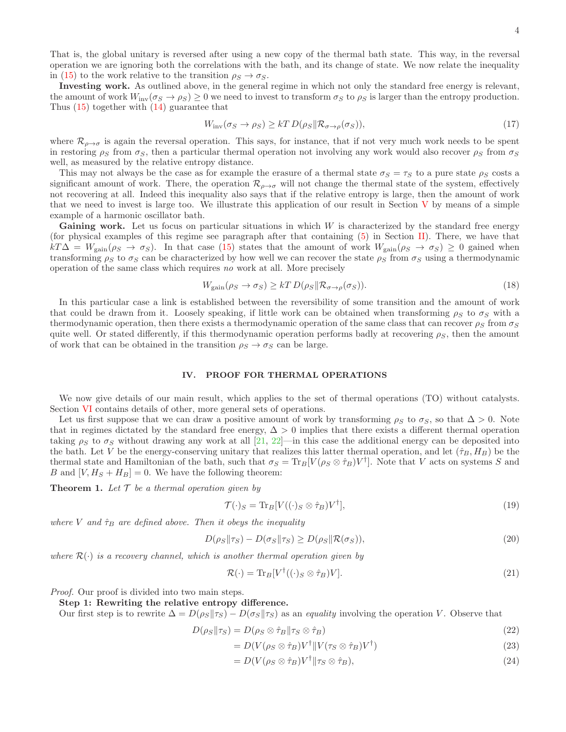That is, the global unitary is reversed after using a new copy of the thermal bath state. This way, in the reversal operation we are ignoring both the correlations with the bath, and its change of state. We now relate the inequality in (15) to the work relative to the transition $\rho_S \to \sigma_S$.

**Investing work.** As outlined above, in the general regime in which not only the standard free energy is relevant, the amount of work $W_{\rm inv}(\sigma_S \to \rho_S) \geq 0$ we need to invest to transform $\sigma_S$ to $\rho_S$ is larger than the entropy production. Thus (15) together with (14) guarantee that

$$W_{\rm inv}(\sigma_S \to \rho_S) \geq kT\, D(\rho_S \| \mathcal{R}_{\sigma\to\rho}(\sigma_S)), \tag{17}$$

where $\mathcal{R}_{\rho\to\sigma}$ is again the reversal operation. This says, for instance, that if not very much work needs to be spent in restoring $\rho_S$ from $\sigma_S$, then a particular thermal operation not involving any work would also recover $\rho_S$ from $\sigma_S$ well, as measured by the relative entropy distance.

This may not always be the case as for example the erasure of a thermal state $\sigma_S = \tau_S$ to a pure state $\rho_S$ costs a significant amount of work. There, the operation $\mathcal{R}_{\rho\to\sigma}$ will not change the thermal state of the system, effectively not recovering at all. Indeed this inequality also says that if the relative entropy is large, then the amount of work that we need to invest is large too. We illustrate this application of our result in Section V by means of a simple example of a harmonic oscillator bath.

**Gaining work.** Let us focus on particular situations in which $W$ is characterized by the standard free energy (for physical examples of this regime see paragraph after that containing (5) in Section II). There, we have that $kT\Delta = W_{\rm gain}(\rho_S \to \sigma_S)$. In that case (15) states that the amount of work $W_{\rm gain}(\rho_S \to \sigma_S) \geq 0$ gained when transforming $\rho_S$ to $\sigma_S$ can be characterized by how well we can recover the state $\rho_S$ from $\sigma_S$ using a thermodynamic operation of the same class which requires *no* work at all. More precisely

$$W_{\rm gain}(\rho_S \to \sigma_S) \geq kT\, D(\rho_S \| \mathcal{R}_{\sigma\to\rho}(\sigma_S)). \tag{18}$$

In this particular case a link is established between the reversibility of some transition and the amount of work that could be drawn from it. Loosely speaking, if little work can be obtained when transforming $\rho_S$ to $\sigma_S$ with a thermodynamic operation, then there exists a thermodynamic operation of the same class that can recover $\rho_S$ from $\sigma_S$ quite well. Or stated differently, if this thermodynamic operation performs badly at recovering $\rho_S$, then the amount of work that can be obtained in the transition $\rho_S \to \sigma_S$ can be large.

## IV. PROOF FOR THERMAL OPERATIONS

We now give details of our main result, which applies to the set of thermal operations (TO) without catalysts. Section VI contains details of other, more general sets of operations.

Let us first suppose that we can draw a positive amount of work by transforming $\rho_S$ to $\sigma_S$, so that $\Delta > 0$. Note that in regimes dictated by the standard free energy, $\Delta > 0$ implies that there exists a different thermal operation taking $\rho_S$ to $\sigma_S$ without drawing any work at all [21, 22]—in this case the additional energy can be deposited into the bath. Let $V$ be the energy-conserving unitary that realizes this latter thermal operation, and let $(\hat{\tau}_B, H_B)$ be the thermal state and Hamiltonian of the bath, such that $\sigma_S = \mathrm{Tr}_B[V(\rho_S \otimes \hat{\tau}_B)V^\dagger]$. Note that $V$ acts on systems $S$ and $B$ and $[V, H_S + H_B] = 0$. We have the following theorem:

**Theorem 1.** *Let $\mathcal{T}$ be a thermal operation given by*

$$\mathcal{T}(\cdot)_S = \mathrm{Tr}_B[V((\cdot)_S \otimes \hat{\tau}_B)V^\dagger], \tag{19}$$

*where $V$ and $\hat{\tau}_B$ are defined above. Then it obeys the inequality*

$$D(\rho_S\|\tau_S) - D(\sigma_S\|\tau_S) \geq D(\rho_S\|\mathcal{R}(\sigma_S)), \tag{20}$$

*where $\mathcal{R}(\cdot)$ is a recovery channel, which is another thermal operation given by*

$$\mathcal{R}(\cdot) = \mathrm{Tr}_B[V^\dagger((\cdot)_S \otimes \hat{\tau}_B)V]. \tag{21}$$

*Proof.* Our proof is divided into two main steps.

**Step 1: Rewriting the relative entropy difference.**

Our first step is to rewrite $\Delta = D(\rho_S\|\tau_S) - D(\sigma_S\|\tau_S)$ as an *equality* involving the operation $V$. Observe that

$$\begin{aligned}
D(\rho_S\|\tau_S) &= D(\rho_S \otimes \hat{\tau}_B \| \tau_S \otimes \hat{\tau}_B) &(22)\\
&= D(V(\rho_S \otimes \hat{\tau}_B)V^\dagger \| V(\tau_S \otimes \hat{\tau}_B)V^\dagger) &(23)\\
&= D(V(\rho_S \otimes \hat{\tau}_B)V^\dagger \| \tau_S \otimes \hat{\tau}_B), &(24)
\end{aligned}$$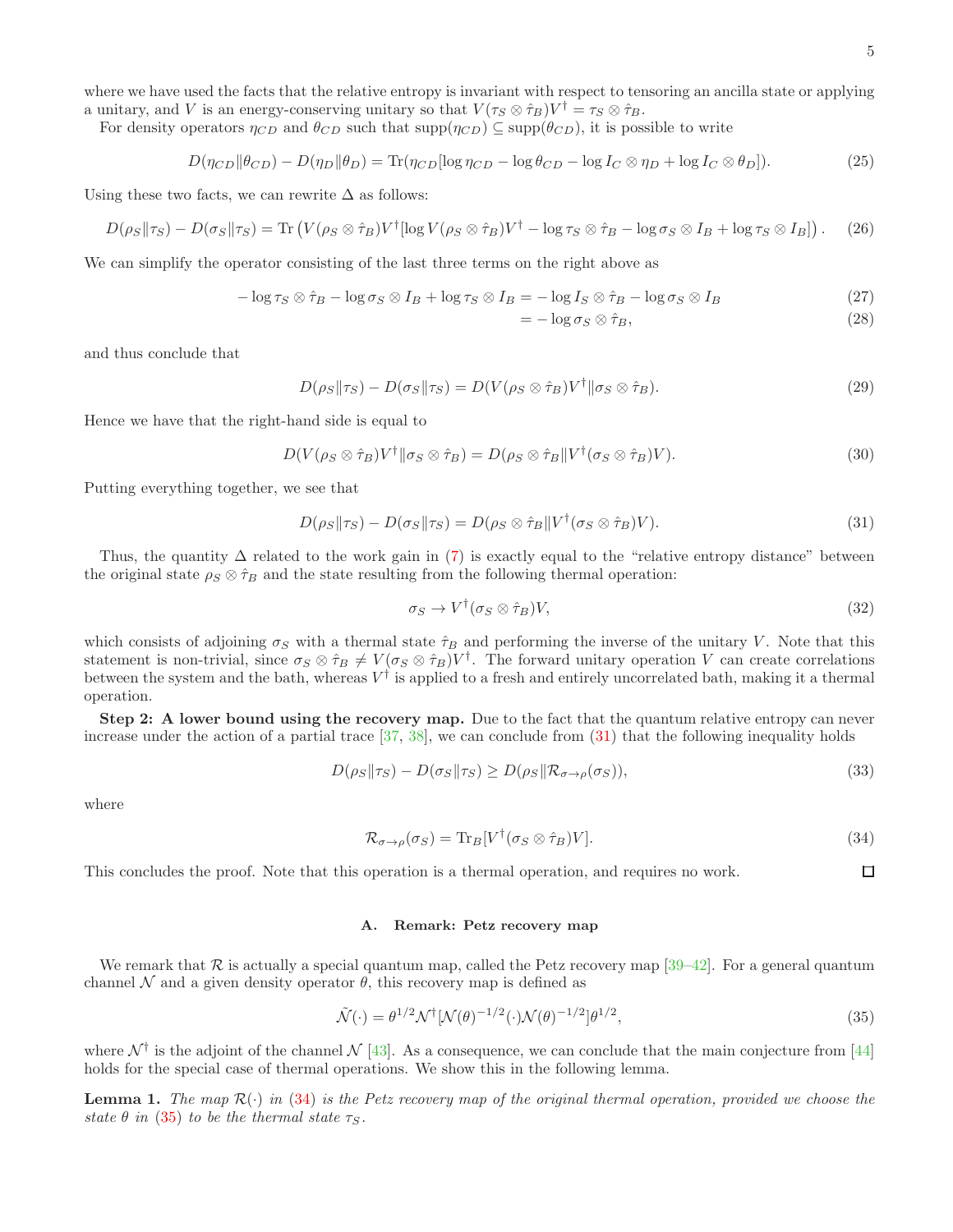where we have used the facts that the relative entropy is invariant with respect to tensoring an ancilla state or applying a unitary, and $V$ is an energy-conserving unitary so that $V(\tau_S \otimes \hat{\tau}_B)V^\dagger = \tau_S \otimes \hat{\tau}_B$.

For density operators $\eta_{CD}$ and $\theta_{CD}$ such that $\text{supp}(\eta_{CD}) \subseteq \text{supp}(\theta_{CD})$, it is possible to write

$$D(\eta_{CD}\|\theta_{CD}) - D(\eta_D\|\theta_D) = \text{Tr}(\eta_{CD}[\log \eta_{CD} - \log \theta_{CD} - \log I_C \otimes \eta_D + \log I_C \otimes \theta_D]). \tag{25}$$

Using these two facts, we can rewrite $\Delta$ as follows:

$$D(\rho_S\|\tau_S) - D(\sigma_S\|\tau_S) = \text{Tr}\left(V(\rho_S \otimes \hat{\tau}_B)V^\dagger[\log V(\rho_S \otimes \hat{\tau}_B)V^\dagger - \log \tau_S \otimes \hat{\tau}_B - \log \sigma_S \otimes I_B + \log \tau_S \otimes I_B]\right). \tag{26}$$

We can simplify the operator consisting of the last three terms on the right above as

$$\begin{aligned} -\log \tau_S \otimes \hat{\tau}_B - \log \sigma_S \otimes I_B + \log \tau_S \otimes I_B &= -\log I_S \otimes \hat{\tau}_B - \log \sigma_S \otimes I_B & (27)\\ &= -\log \sigma_S \otimes \hat{\tau}_B, & (28) \end{aligned}$$

and thus conclude that

$$D(\rho_S\|\tau_S) - D(\sigma_S\|\tau_S) = D(V(\rho_S \otimes \hat{\tau}_B)V^\dagger \| \sigma_S \otimes \hat{\tau}_B). \tag{29}$$

Hence we have that the right-hand side is equal to

$$D(V(\rho_S \otimes \hat{\tau}_B)V^\dagger \| \sigma_S \otimes \hat{\tau}_B) = D(\rho_S \otimes \hat{\tau}_B \| V^\dagger(\sigma_S \otimes \hat{\tau}_B)V). \tag{30}$$

Putting everything together, we see that

$$D(\rho_S\|\tau_S) - D(\sigma_S\|\tau_S) = D(\rho_S \otimes \hat{\tau}_B \| V^\dagger(\sigma_S \otimes \hat{\tau}_B)V). \tag{31}$$

Thus, the quantity $\Delta$ related to the work gain in (7) is exactly equal to the "relative entropy distance" between the original state $\rho_S \otimes \hat{\tau}_B$ and the state resulting from the following thermal operation:

$$\sigma_S \to V^\dagger(\sigma_S \otimes \hat{\tau}_B)V, \tag{32}$$

which consists of adjoining $\sigma_S$ with a thermal state $\hat{\tau}_B$ and performing the inverse of the unitary $V$. Note that this statement is non-trivial, since $\sigma_S \otimes \hat{\tau}_B \neq V(\sigma_S \otimes \hat{\tau}_B)V^\dagger$. The forward unitary operation $V$ can create correlations between the system and the bath, whereas $V^\dagger$ is applied to a fresh and entirely uncorrelated bath, making it a thermal operation.

**Step 2: A lower bound using the recovery map.** Due to the fact that the quantum relative entropy can never increase under the action of a partial trace [37, 38], we can conclude from (31) that the following inequality holds

$$D(\rho_S\|\tau_S) - D(\sigma_S\|\tau_S) \geq D(\rho_S \| \mathcal{R}_{\sigma\to\rho}(\sigma_S)), \tag{33}$$

where

$$\mathcal{R}_{\sigma\to\rho}(\sigma_S) = \text{Tr}_B[V^\dagger(\sigma_S \otimes \hat{\tau}_B)V]. \tag{34}$$

This concludes the proof. Note that this operation is a thermal operation, and requires no work. □

### A. Remark: Petz recovery map

We remark that $\mathcal{R}$ is actually a special quantum map, called the Petz recovery map [39–42]. For a general quantum channel $\mathcal{N}$ and a given density operator $\theta$, this recovery map is defined as

$$\tilde{\mathcal{N}}(\cdot) = \theta^{1/2}\mathcal{N}^\dagger[\mathcal{N}(\theta)^{-1/2}(\cdot)\mathcal{N}(\theta)^{-1/2}]\theta^{1/2}, \tag{35}$$

where $\mathcal{N}^\dagger$ is the adjoint of the channel $\mathcal{N}$ [43]. As a consequence, we can conclude that the main conjecture from [44] holds for the special case of thermal operations. We show this in the following lemma.

**Lemma 1.** *The map $\mathcal{R}(\cdot)$ in (34) is the Petz recovery map of the original thermal operation, provided we choose the state $\theta$ in (35) to be the thermal state $\tau_S$.*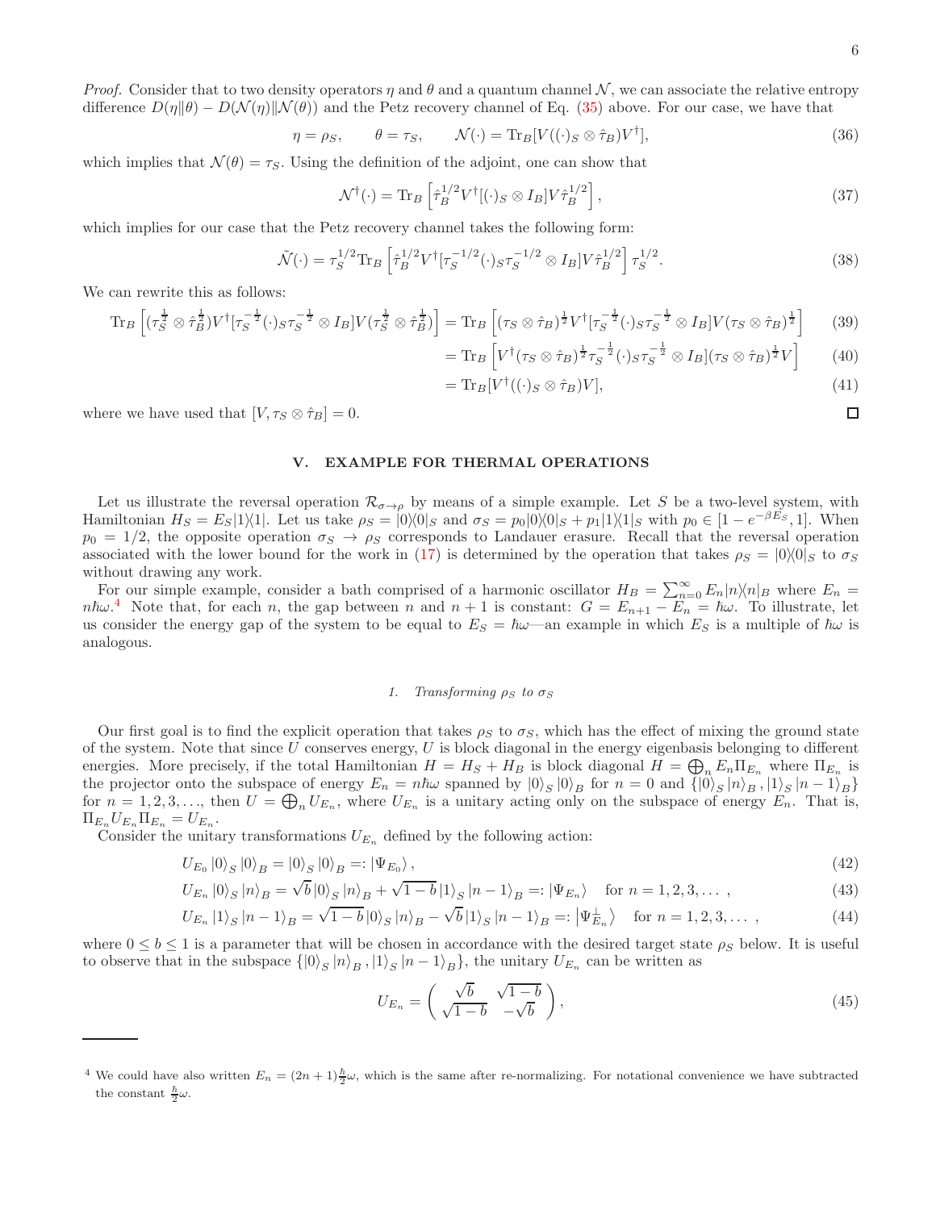*Proof.* Consider that to two density operators $\eta$ and $\theta$ and a quantum channel $\mathcal{N}$, we can associate the relative entropy difference $D(\eta\|\theta) - D(\mathcal{N}(\eta)\|\mathcal{N}(\theta))$ and the Petz recovery channel of Eq. (35) above. For our case, we have that

$$\eta = \rho_S, \qquad \theta = \tau_S, \qquad \mathcal{N}(\cdot) = \mathrm{Tr}_B[V((\cdot)_S \otimes \hat{\tau}_B)V^\dagger], \tag{36}$$

which implies that $\mathcal{N}(\theta) = \tau_S$. Using the definition of the adjoint, one can show that

$$\mathcal{N}^\dagger(\cdot) = \mathrm{Tr}_B\left[\hat{\tau}_B^{1/2} V^\dagger [(\cdot)_S \otimes I_B] V \hat{\tau}_B^{1/2}\right], \tag{37}$$

which implies for our case that the Petz recovery channel takes the following form:

$$\tilde{\mathcal{N}}(\cdot) = \tau_S^{1/2} \mathrm{Tr}_B\left[\hat{\tau}_B^{1/2} V^\dagger [\tau_S^{-1/2}(\cdot)_S \tau_S^{-1/2} \otimes I_B] V \hat{\tau}_B^{1/2}\right] \tau_S^{1/2}. \tag{38}$$

We can rewrite this as follows:

$$\mathrm{Tr}_B\left[(\tau_S^{\frac{1}{2}} \otimes \hat{\tau}_B^{\frac{1}{2}}) V^\dagger [\tau_S^{-\frac{1}{2}}(\cdot)_S \tau_S^{-\frac{1}{2}} \otimes I_B] V (\tau_S^{\frac{1}{2}} \otimes \hat{\tau}_B^{\frac{1}{2}})\right] = \mathrm{Tr}_B\left[(\tau_S \otimes \hat{\tau}_B)^{\frac{1}{2}} V^\dagger [\tau_S^{-\frac{1}{2}}(\cdot)_S \tau_S^{-\frac{1}{2}} \otimes I_B] V (\tau_S \otimes \hat{\tau}_B)^{\frac{1}{2}}\right] \tag{39}$$

$$= \mathrm{Tr}_B\left[V^\dagger (\tau_S \otimes \hat{\tau}_B)^{\frac{1}{2}} \tau_S^{-\frac{1}{2}}(\cdot)_S \tau_S^{-\frac{1}{2}} \otimes I_B] (\tau_S \otimes \hat{\tau}_B)^{\frac{1}{2}} V\right] \tag{40}$$

$$= \mathrm{Tr}_B[V^\dagger ((\cdot)_S \otimes \hat{\tau}_B) V], \tag{41}$$

where we have used that $[V, \tau_S \otimes \hat{\tau}_B] = 0$. ◻

## V. EXAMPLE FOR THERMAL OPERATIONS

Let us illustrate the reversal operation $\mathcal{R}_{\sigma\to\rho}$ by means of a simple example. Let $S$ be a two-level system, with Hamiltonian $H_S = E_S|1\rangle\langle 1|$. Let us take $\rho_S = |0\rangle\langle 0|_S$ and $\sigma_S = p_0|0\rangle\langle 0|_S + p_1|1\rangle\langle 1|_S$ with $p_0 \in [1 - e^{-\beta E_S}, 1]$. When $p_0 = 1/2$, the opposite operation $\sigma_S \to \rho_S$ corresponds to Landauer erasure. Recall that the reversal operation associated with the lower bound for the work in (17) is determined by the operation that takes $\rho_S = |0\rangle\langle 0|_S$ to $\sigma_S$ without drawing any work.

For our simple example, consider a bath comprised of a harmonic oscillator $H_B = \sum_{n=0}^{\infty} E_n |n\rangle\langle n|_B$ where $E_n = n\hbar\omega$.[4] Note that, for each $n$, the gap between $n$ and $n+1$ is constant: $G = E_{n+1} - E_n = \hbar\omega$. To illustrate, let us consider the energy gap of the system to be equal to $E_S = \hbar\omega$—an example in which $E_S$ is a multiple of $\hbar\omega$ is analogous.

### 1. Transforming $\rho_S$ to $\sigma_S$

Our first goal is to find the explicit operation that takes $\rho_S$ to $\sigma_S$, which has the effect of mixing the ground state of the system. Note that since $U$ conserves energy, $U$ is block diagonal in the energy eigenbasis belonging to different energies. More precisely, if the total Hamiltonian $H = H_S + H_B$ is block diagonal $H = \bigoplus_n E_n \Pi_{E_n}$ where $\Pi_{E_n}$ is the projector onto the subspace of energy $E_n = n\hbar\omega$ spanned by $|0\rangle_S |0\rangle_B$ for $n = 0$ and $\{|0\rangle_S |n\rangle_B, |1\rangle_S |n-1\rangle_B\}$ for $n = 1, 2, 3, \ldots$, then $U = \bigoplus_n U_{E_n}$, where $U_{E_n}$ is a unitary acting only on the subspace of energy $E_n$. That is, $\Pi_{E_n} U_{E_n} \Pi_{E_n} = U_{E_n}$.

Consider the unitary transformations $U_{E_n}$ defined by the following action:

$$U_{E_0} |0\rangle_S |0\rangle_B = |0\rangle_S |0\rangle_B =: |\Psi_{E_0}\rangle, \tag{42}$$

$$U_{E_n} |0\rangle_S |n\rangle_B = \sqrt{b}\,|0\rangle_S |n\rangle_B + \sqrt{1-b}\,|1\rangle_S |n-1\rangle_B =: |\Psi_{E_n}\rangle \quad \text{for } n = 1, 2, 3, \ldots, \tag{43}$$

$$U_{E_n} |1\rangle_S |n-1\rangle_B = \sqrt{1-b}\,|0\rangle_S |n\rangle_B - \sqrt{b}\,|1\rangle_S |n-1\rangle_B =: |\Psi_{E_n}^\perp\rangle \quad \text{for } n = 1, 2, 3, \ldots, \tag{44}$$

where $0 \leq b \leq 1$ is a parameter that will be chosen in accordance with the desired target state $\rho_S$ below. It is useful to observe that in the subspace $\{|0\rangle_S |n\rangle_B, |1\rangle_S |n-1\rangle_B\}$, the unitary $U_{E_n}$ can be written as

$$U_{E_n} = \begin{pmatrix} \sqrt{b} & \sqrt{1-b} \\ \sqrt{1-b} & -\sqrt{b} \end{pmatrix}, \tag{45}$$

---

[4] We could have also written $E_n = (2n+1)\frac{\hbar}{2}\omega$, which is the same after re-normalizing. For notational convenience we have subtracted the constant $\frac{\hbar}{2}\omega$.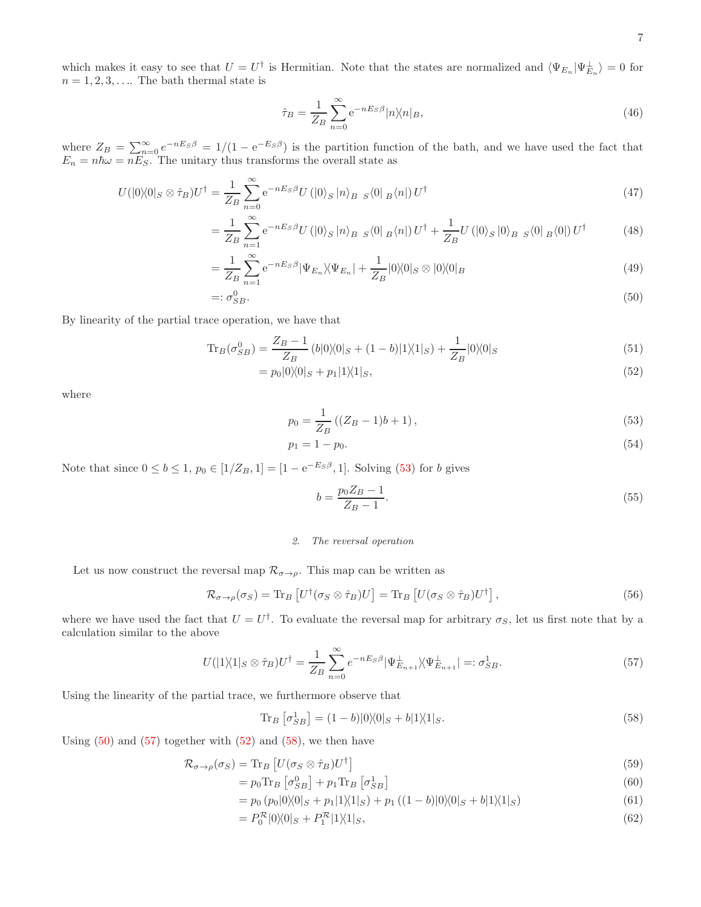which makes it easy to see that $U = U^\dagger$ is Hermitian. Note that the states are normalized and $\langle \Psi_{E_n} | \Psi^\perp_{E_n} \rangle = 0$ for $n = 1, 2, 3, \ldots$. The bath thermal state is

$$\hat{\tau}_B = \frac{1}{Z_B} \sum_{n=0}^{\infty} \mathrm{e}^{-nE_S\beta} |n\rangle\langle n|_B, \tag{46}$$

where $Z_B = \sum_{n=0}^{\infty} e^{-nE_S\beta} = 1/(1 - \mathrm{e}^{-E_S\beta})$ is the partition function of the bath, and we have used the fact that $E_n = n\hbar\omega = nE_S$. The unitary thus transforms the overall state as

$$U(|0\rangle\langle 0|_S \otimes \hat{\tau}_B)U^\dagger = \frac{1}{Z_B} \sum_{n=0}^{\infty} \mathrm{e}^{-nE_S\beta} U \left( |0\rangle_S \, |n\rangle_B \; {}_S\langle 0| \; {}_B\langle n| \right) U^\dagger \tag{47}$$

$$= \frac{1}{Z_B} \sum_{n=1}^{\infty} \mathrm{e}^{-nE_S\beta} U \left( |0\rangle_S \, |n\rangle_B \; {}_S\langle 0| \; {}_B\langle n| \right) U^\dagger + \frac{1}{Z_B} U \left( |0\rangle_S \, |0\rangle_B \; {}_S\langle 0| \; {}_B\langle 0| \right) U^\dagger \tag{48}$$

$$= \frac{1}{Z_B} \sum_{n=1}^{\infty} \mathrm{e}^{-nE_S\beta} |\Psi_{E_n}\rangle\langle \Psi_{E_n}| + \frac{1}{Z_B} |0\rangle\langle 0|_S \otimes |0\rangle\langle 0|_B \tag{49}$$

$$=: \sigma^0_{SB}. \tag{50}$$

By linearity of the partial trace operation, we have that

$$\mathrm{Tr}_B(\sigma^0_{SB}) = \frac{Z_B - 1}{Z_B} \left( b|0\rangle\langle 0|_S + (1-b)|1\rangle\langle 1|_S \right) + \frac{1}{Z_B} |0\rangle\langle 0|_S \tag{51}$$

$$= p_0 |0\rangle\langle 0|_S + p_1 |1\rangle\langle 1|_S, \tag{52}$$

where

$$p_0 = \frac{1}{Z_B} \left( (Z_B - 1)b + 1 \right), \tag{53}$$

$$p_1 = 1 - p_0. \tag{54}$$

Note that since $0 \le b \le 1$, $p_0 \in [1/Z_B, 1] = [1 - \mathrm{e}^{-E_S\beta}, 1]$. Solving (53) for $b$ gives

$$b = \frac{p_0 Z_B - 1}{Z_B - 1}. \tag{55}$$

### 2. *The reversal operation*

Let us now construct the reversal map $\mathcal{R}_{\sigma\to\rho}$. This map can be written as

$$\mathcal{R}_{\sigma\to\rho}(\sigma_S) = \mathrm{Tr}_B \left[ U^\dagger (\sigma_S \otimes \hat{\tau}_B) U \right] = \mathrm{Tr}_B \left[ U (\sigma_S \otimes \hat{\tau}_B) U^\dagger \right], \tag{56}$$

where we have used the fact that $U = U^\dagger$. To evaluate the reversal map for arbitrary $\sigma_S$, let us first note that by a calculation similar to the above

$$U(|1\rangle\langle 1|_S \otimes \hat{\tau}_B)U^\dagger = \frac{1}{Z_B} \sum_{n=0}^{\infty} e^{-nE_S\beta} |\Psi^\perp_{E_{n+1}}\rangle\langle \Psi^\perp_{E_{n+1}}| =: \sigma^1_{SB}. \tag{57}$$

Using the linearity of the partial trace, we furthermore observe that

$$\mathrm{Tr}_B \left[ \sigma^1_{SB} \right] = (1-b)|0\rangle\langle 0|_S + b|1\rangle\langle 1|_S. \tag{58}$$

Using (50) and (57) together with (52) and (58), we then have

$$\mathcal{R}_{\sigma\to\rho}(\sigma_S) = \mathrm{Tr}_B \left[ U(\sigma_S \otimes \hat{\tau}_B)U^\dagger \right] \tag{59}$$

$$= p_0 \mathrm{Tr}_B \left[ \sigma^0_{SB} \right] + p_1 \mathrm{Tr}_B \left[ \sigma^1_{SB} \right] \tag{60}$$

$$= p_0 \left( p_0 |0\rangle\langle 0|_S + p_1 |1\rangle\langle 1|_S \right) + p_1 \left( (1-b)|0\rangle\langle 0|_S + b|1\rangle\langle 1|_S \right) \tag{61}$$

$$= P^{\mathcal{R}}_0 |0\rangle\langle 0|_S + P^{\mathcal{R}}_1 |1\rangle\langle 1|_S, \tag{62}$$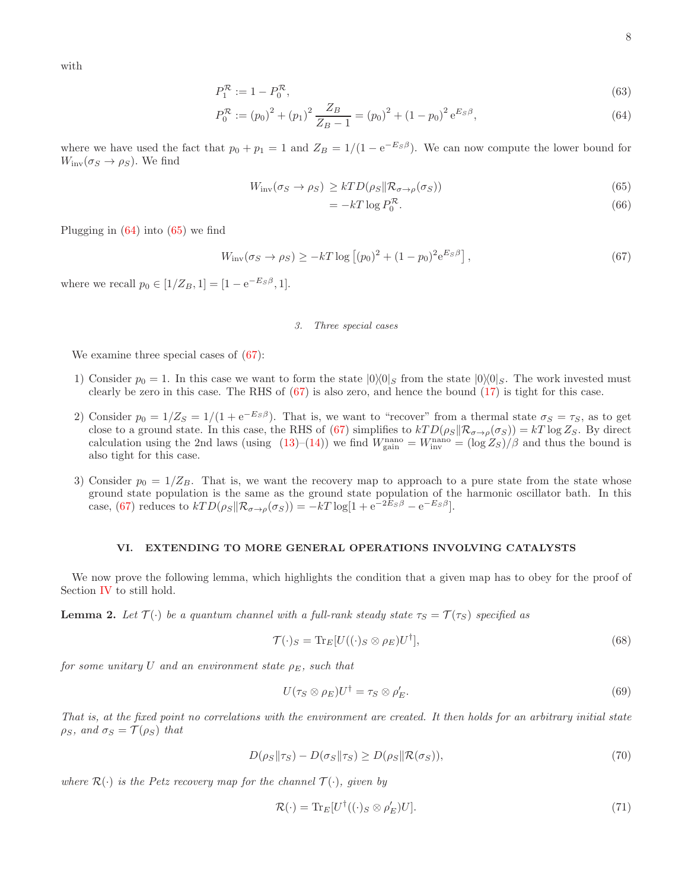with

$$P_1^{\mathcal{R}} := 1 - P_0^{\mathcal{R}}, \tag{63}$$

$$P_0^{\mathcal{R}} := (p_0)^2 + (p_1)^2 \frac{Z_B}{Z_B - 1} = (p_0)^2 + (1 - p_0)^2 \, \mathrm{e}^{E_S \beta}, \tag{64}$$

where we have used the fact that $p_0 + p_1 = 1$ and $Z_B = 1/(1 - \mathrm{e}^{-E_S \beta})$. We can now compute the lower bound for $W_{\mathrm{inv}}(\sigma_S \to \rho_S)$. We find

$$W_{\mathrm{inv}}(\sigma_S \to \rho_S) \geq kT D(\rho_S \| \mathcal{R}_{\sigma \to \rho}(\sigma_S)) \tag{65}$$

$$= -kT \log P_0^{\mathcal{R}}. \tag{66}$$

Plugging in (64) into (65) we find

$$W_{\mathrm{inv}}(\sigma_S \to \rho_S) \geq -kT \log \left[ (p_0)^2 + (1 - p_0)^2 \mathrm{e}^{E_S \beta} \right], \tag{67}$$

where we recall $p_0 \in [1/Z_B, 1] = [1 - \mathrm{e}^{-E_S \beta}, 1]$.

### 3. Three special cases

We examine three special cases of (67):

1) Consider $p_0 = 1$. In this case we want to form the state $|0\rangle\langle 0|_S$ from the state $|0\rangle\langle 0|_S$. The work invested must clearly be zero in this case. The RHS of (67) is also zero, and hence the bound (17) is tight for this case.

2) Consider $p_0 = 1/Z_S = 1/(1 + \mathrm{e}^{-E_S \beta})$. That is, we want to "recover" from a thermal state $\sigma_S = \tau_S$, as to get close to a ground state. In this case, the RHS of (67) simplifies to $kT D(\rho_S \| \mathcal{R}_{\sigma \to \rho}(\sigma_S)) = kT \log Z_S$. By direct calculation using the 2nd laws (using (13)–(14)) we find $W_{\mathrm{gain}}^{\mathrm{nano}} = W_{\mathrm{inv}}^{\mathrm{nano}} = (\log Z_S)/\beta$ and thus the bound is also tight for this case.

3) Consider $p_0 = 1/Z_B$. That is, we want the recovery map to approach to a pure state from the state whose ground state population is the same as the ground state population of the harmonic oscillator bath. In this case, (67) reduces to $kT D(\rho_S \| \mathcal{R}_{\sigma \to \rho}(\sigma_S)) = -kT \log[1 + \mathrm{e}^{-2E_S \beta} - \mathrm{e}^{-E_S \beta}]$.

## VI. EXTENDING TO MORE GENERAL OPERATIONS INVOLVING CATALYSTS

We now prove the following lemma, which highlights the condition that a given map has to obey for the proof of Section IV to still hold.

**Lemma 2.** *Let $\mathcal{T}(\cdot)$ be a quantum channel with a full-rank steady state $\tau_S = \mathcal{T}(\tau_S)$ specified as*

$$\mathcal{T}(\cdot)_S = \mathrm{Tr}_E[U((\cdot)_S \otimes \rho_E)U^\dagger], \tag{68}$$

*for some unitary $U$ and an environment state $\rho_E$, such that*

$$U(\tau_S \otimes \rho_E)U^\dagger = \tau_S \otimes \rho_E'. \tag{69}$$

*That is, at the fixed point no correlations with the environment are created. It then holds for an arbitrary initial state $\rho_S$, and $\sigma_S = \mathcal{T}(\rho_S)$ that*

$$D(\rho_S \| \tau_S) - D(\sigma_S \| \tau_S) \geq D(\rho_S \| \mathcal{R}(\sigma_S)), \tag{70}$$

*where $\mathcal{R}(\cdot)$ is the Petz recovery map for the channel $\mathcal{T}(\cdot)$, given by*

$$\mathcal{R}(\cdot) = \mathrm{Tr}_E[U^\dagger((\cdot)_S \otimes \rho_E')U]. \tag{71}$$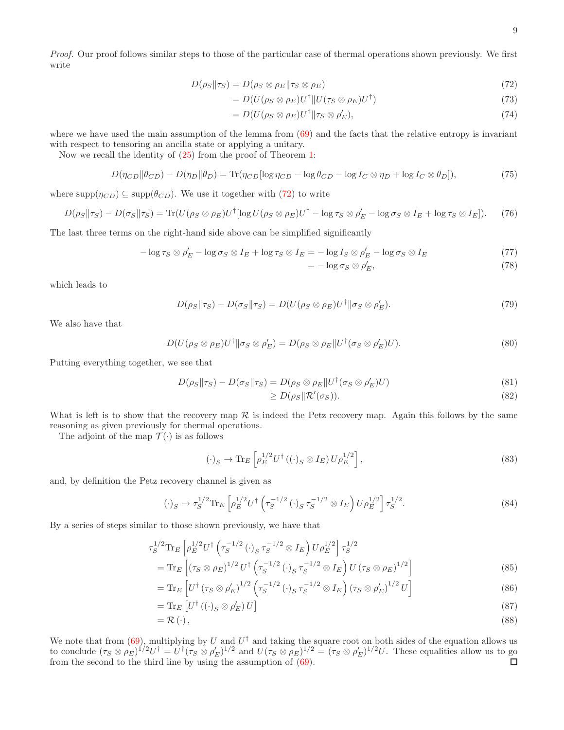*Proof.* Our proof follows similar steps to those of the particular case of thermal operations shown previously. We first write

$$D(\rho_S\|\tau_S) = D(\rho_S \otimes \rho_E\|\tau_S \otimes \rho_E) \tag{72}$$

$$= D(U(\rho_S \otimes \rho_E)U^\dagger\|U(\tau_S \otimes \rho_E)U^\dagger) \tag{73}$$

$$= D(U(\rho_S \otimes \rho_E)U^\dagger\|\tau_S \otimes \rho_E'), \tag{74}$$

where we have used the main assumption of the lemma from (69) and the facts that the relative entropy is invariant with respect to tensoring an ancilla state or applying a unitary.

Now we recall the identity of (25) from the proof of Theorem 1:

$$D(\eta_{CD}\|\theta_{CD}) - D(\eta_D\|\theta_D) = \text{Tr}(\eta_{CD}[\log \eta_{CD} - \log \theta_{CD} - \log I_C \otimes \eta_D + \log I_C \otimes \theta_D]), \tag{75}$$

where $\text{supp}(\eta_{CD}) \subseteq \text{supp}(\theta_{CD})$. We use it together with (72) to write

$$D(\rho_S\|\tau_S) - D(\sigma_S\|\tau_S) = \text{Tr}(U(\rho_S \otimes \rho_E)U^\dagger[\log U(\rho_S \otimes \rho_E)U^\dagger - \log \tau_S \otimes \rho_E' - \log \sigma_S \otimes I_E + \log \tau_S \otimes I_E]). \tag{76}$$

The last three terms on the right-hand side above can be simplified significantly

$$-\log \tau_S \otimes \rho_E' - \log \sigma_S \otimes I_E + \log \tau_S \otimes I_E = -\log I_S \otimes \rho_E' - \log \sigma_S \otimes I_E \tag{77}$$

$$= -\log \sigma_S \otimes \rho_E', \tag{78}$$

which leads to

$$D(\rho_S\|\tau_S) - D(\sigma_S\|\tau_S) = D(U(\rho_S \otimes \rho_E)U^\dagger\|\sigma_S \otimes \rho_E'). \tag{79}$$

We also have that

$$D(U(\rho_S \otimes \rho_E)U^\dagger\|\sigma_S \otimes \rho_E') = D(\rho_S \otimes \rho_E\|U^\dagger(\sigma_S \otimes \rho_E')U). \tag{80}$$

Putting everything together, we see that

$$D(\rho_S\|\tau_S) - D(\sigma_S\|\tau_S) = D(\rho_S \otimes \rho_E\|U^\dagger(\sigma_S \otimes \rho_E')U) \tag{81}$$

$$\geq D(\rho_S\|\mathcal{R}'(\sigma_S)). \tag{82}$$

What is left is to show that the recovery map $\mathcal{R}$ is indeed the Petz recovery map. Again this follows by the same reasoning as given previously for thermal operations.

The adjoint of the map $\mathcal{T}(\cdot)$ is as follows

$$(\cdot)_S \to \text{Tr}_E\left[\rho_E^{1/2}U^\dagger\left((\cdot)_S \otimes I_E\right)U\rho_E^{1/2}\right], \tag{83}$$

and, by definition the Petz recovery channel is given as

$$(\cdot)_S \to \tau_S^{1/2}\text{Tr}_E\left[\rho_E^{1/2}U^\dagger\left(\tau_S^{-1/2}(\cdot)_S\tau_S^{-1/2} \otimes I_E\right)U\rho_E^{1/2}\right]\tau_S^{1/2}. \tag{84}$$

By a series of steps similar to those shown previously, we have that

$$\tau_S^{1/2}\text{Tr}_E\left[\rho_E^{1/2}U^\dagger\left(\tau_S^{-1/2}(\cdot)_S\tau_S^{-1/2} \otimes I_E\right)U\rho_E^{1/2}\right]\tau_S^{1/2}$$

$$= \text{Tr}_E\left[(\tau_S \otimes \rho_E)^{1/2}U^\dagger\left(\tau_S^{-1/2}(\cdot)_S\tau_S^{-1/2} \otimes I_E\right)U(\tau_S \otimes \rho_E)^{1/2}\right] \tag{85}$$

$$= \text{Tr}_E\left[U^\dagger(\tau_S \otimes \rho_E')^{1/2}\left(\tau_S^{-1/2}(\cdot)_S\tau_S^{-1/2} \otimes I_E\right)(\tau_S \otimes \rho_E')^{1/2}U\right] \tag{86}$$

$$= \text{Tr}_E\left[U^\dagger((\cdot)_S \otimes \rho_E')U\right] \tag{87}$$

$$= \mathcal{R}(\cdot), \tag{88}$$

We note that from (69), multiplying by $U$ and $U^\dagger$ and taking the square root on both sides of the equation allows us to conclude $(\tau_S \otimes \rho_E)^{1/2}U^\dagger = U^\dagger(\tau_S \otimes \rho_E')^{1/2}$ and $U(\tau_S \otimes \rho_E)^{1/2} = (\tau_S \otimes \rho_E')^{1/2}U$. These equalities allow us to go from the second to the third line by using the assumption of (69). ◻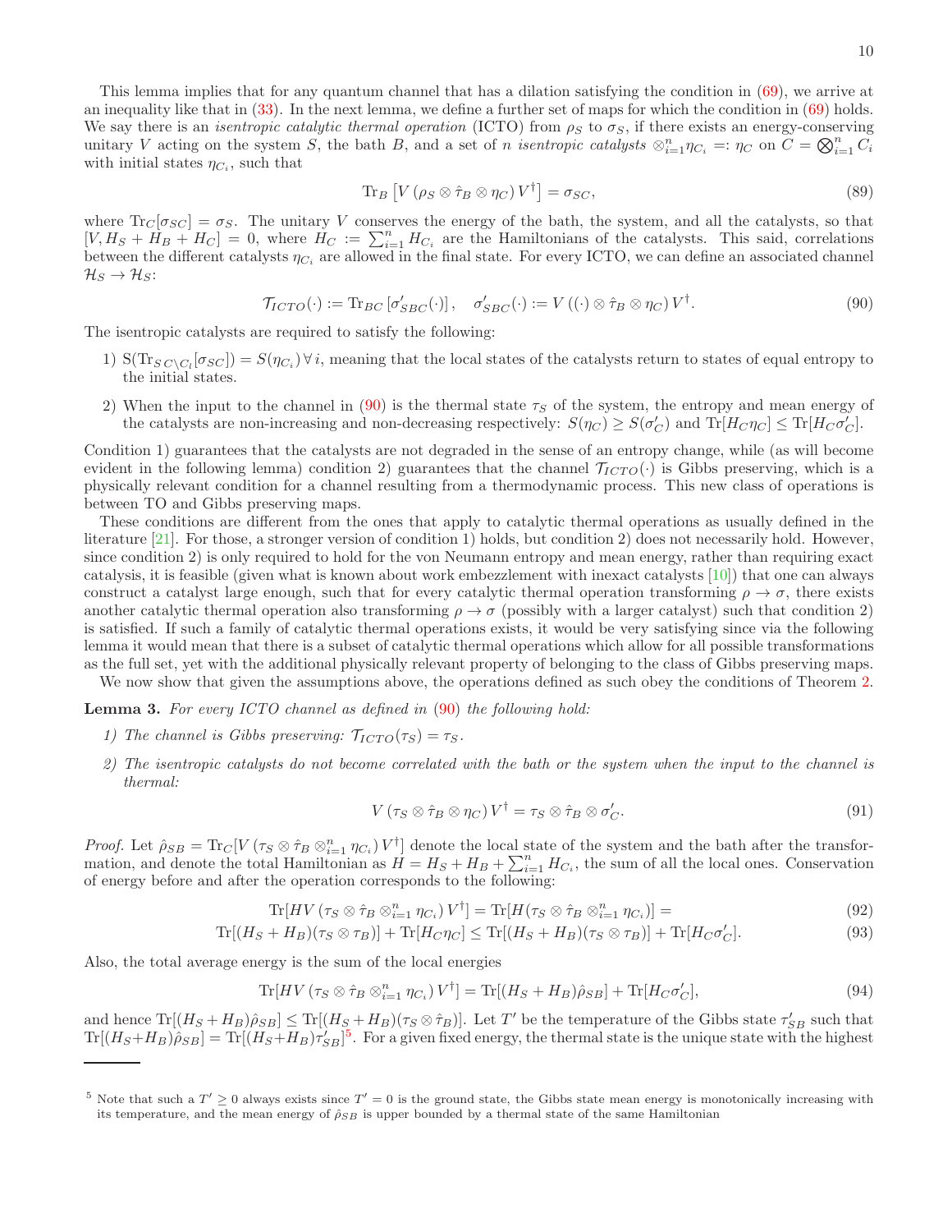This lemma implies that for any quantum channel that has a dilation satisfying the condition in (69), we arrive at an inequality like that in (33). In the next lemma, we define a further set of maps for which the condition in (69) holds. We say there is an *isentropic catalytic thermal operation* (ICTO) from $\rho_S$ to $\sigma_S$, if there exists an energy-conserving unitary $V$ acting on the system $S$, the bath $B$, and a set of $n$ *isentropic catalysts* $\otimes_{i=1}^{n}\eta_{C_i} =: \eta_C$ on $C = \bigotimes_{i=1}^{n} C_i$ with initial states $\eta_{C_i}$, such that

$$\mathrm{Tr}_B\left[V\left(\rho_S \otimes \hat{\tau}_B \otimes \eta_C\right)V^\dagger\right] = \sigma_{SC}, \tag{89}$$

where $\mathrm{Tr}_C[\sigma_{SC}] = \sigma_S$. The unitary $V$ conserves the energy of the bath, the system, and all the catalysts, so that $[V, H_S + H_B + H_C] = 0$, where $H_C := \sum_{i=1}^{n} H_{C_i}$ are the Hamiltonians of the catalysts. This said, correlations between the different catalysts $\eta_{C_i}$ are allowed in the final state. For every ICTO, we can define an associated channel $\mathcal{H}_S \to \mathcal{H}_S$:

$$\mathcal{T}_{ICTO}(\cdot) := \mathrm{Tr}_{BC}\left[\sigma'_{SBC}(\cdot)\right], \quad \sigma'_{SBC}(\cdot) := V\left((\cdot) \otimes \hat{\tau}_B \otimes \eta_C\right)V^\dagger. \tag{90}$$

The isentropic catalysts are required to satisfy the following:

1) $S(\mathrm{Tr}_{S\,C\setminus C_i}[\sigma_{SC}]) = S(\eta_{C_i})\,\forall\, i$, meaning that the local states of the catalysts return to states of equal entropy to the initial states.

2) When the input to the channel in (90) is the thermal state $\tau_S$ of the system, the entropy and mean energy of the catalysts are non-increasing and non-decreasing respectively: $S(\eta_C) \geq S(\sigma'_C)$ and $\mathrm{Tr}[H_C\eta_C] \leq \mathrm{Tr}[H_C\sigma'_C]$.

Condition 1) guarantees that the catalysts are not degraded in the sense of an entropy change, while (as will become evident in the following lemma) condition 2) guarantees that the channel $\mathcal{T}_{ICTO}(\cdot)$ is Gibbs preserving, which is a physically relevant condition for a channel resulting from a thermodynamic process. This new class of operations is between TO and Gibbs preserving maps.

These conditions are different from the ones that apply to catalytic thermal operations as usually defined in the literature [21]. For those, a stronger version of condition 1) holds, but condition 2) does not necessarily hold. However, since condition 2) is only required to hold for the von Neumann entropy and mean energy, rather than requiring exact catalysis, it is feasible (given what is known about work embezzlement with inexact catalysts [10]) that one can always construct a catalyst large enough, such that for every catalytic thermal operation transforming $\rho \to \sigma$, there exists another catalytic thermal operation also transforming $\rho \to \sigma$ (possibly with a larger catalyst) such that condition 2) is satisfied. If such a family of catalytic thermal operations exists, it would be very satisfying since via the following lemma it would mean that there is a subset of catalytic thermal operations which allow for all possible transformations as the full set, yet with the additional physically relevant property of belonging to the class of Gibbs preserving maps.

We now show that given the assumptions above, the operations defined as such obey the conditions of Theorem 2.

**Lemma 3.** *For every ICTO channel as defined in (90) the following hold:*

*1) The channel is Gibbs preserving: $\mathcal{T}_{ICTO}(\tau_S) = \tau_S$.*

*2) The isentropic catalysts do not become correlated with the bath or the system when the input to the channel is thermal:*

$$V\left(\tau_S \otimes \hat{\tau}_B \otimes \eta_C\right)V^\dagger = \tau_S \otimes \hat{\tau}_B \otimes \sigma'_C. \tag{91}$$

*Proof.* Let $\hat{\rho}_{SB} = \mathrm{Tr}_C[V\left(\tau_S \otimes \hat{\tau}_B \otimes_{i=1}^{n} \eta_{C_i}\right)V^\dagger]$ denote the local state of the system and the bath after the transformation, and denote the total Hamiltonian as $H = H_S + H_B + \sum_{i=1}^{n} H_{C_i}$, the sum of all the local ones. Conservation of energy before and after the operation corresponds to the following:

$$\mathrm{Tr}[HV\left(\tau_S \otimes \hat{\tau}_B \otimes_{i=1}^{n} \eta_{C_i}\right)V^\dagger] = \mathrm{Tr}[H(\tau_S \otimes \hat{\tau}_B \otimes_{i=1}^{n} \eta_{C_i})] = \tag{92}$$

$$\mathrm{Tr}[(H_S + H_B)(\tau_S \otimes \tau_B)] + \mathrm{Tr}[H_C\eta_C] \leq \mathrm{Tr}[(H_S + H_B)(\tau_S \otimes \tau_B)] + \mathrm{Tr}[H_C\sigma'_C]. \tag{93}$$

Also, the total average energy is the sum of the local energies

$$\mathrm{Tr}[HV\left(\tau_S \otimes \hat{\tau}_B \otimes_{i=1}^{n} \eta_{C_i}\right)V^\dagger] = \mathrm{Tr}[(H_S + H_B)\hat{\rho}_{SB}] + \mathrm{Tr}[H_C\sigma'_C], \tag{94}$$

and hence $\mathrm{Tr}[(H_S + H_B)\hat{\rho}_{SB}] \leq \mathrm{Tr}[(H_S + H_B)(\tau_S \otimes \hat{\tau}_B)]$. Let $T'$ be the temperature of the Gibbs state $\tau'_{SB}$ such that $\mathrm{Tr}[(H_S+H_B)\hat{\rho}_{SB}] = \mathrm{Tr}[(H_S+H_B)\tau'_{SB}]$[5]. For a given fixed energy, the thermal state is the unique state with the highest

[5] Note that such a $T' \geq 0$ always exists since $T' = 0$ is the ground state, the Gibbs state mean energy is monotonically increasing with its temperature, and the mean energy of $\hat{\rho}_{SB}$ is upper bounded by a thermal state of the same Hamiltonian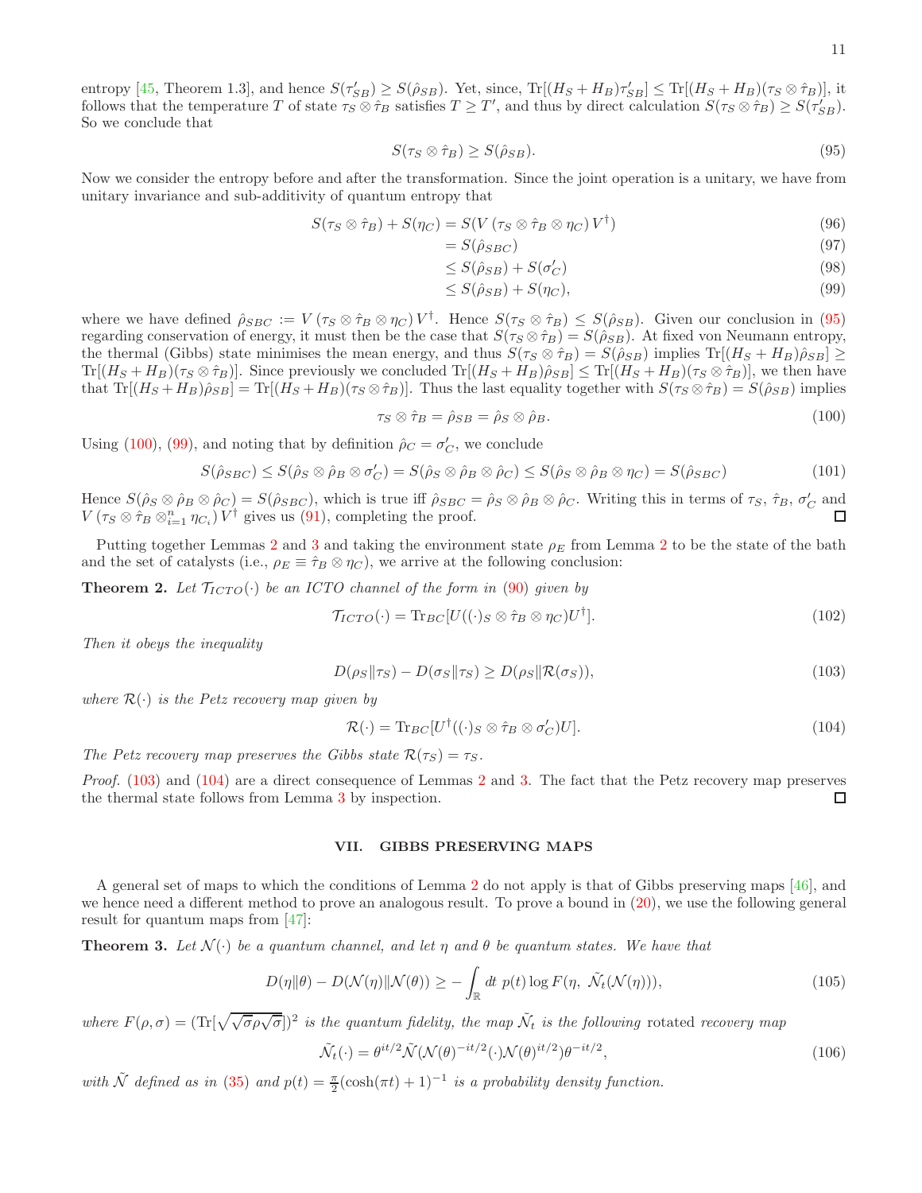entropy [45, Theorem 1.3], and hence $S(\tau'_{SB}) \geq S(\hat{\rho}_{SB})$. Yet, since, $\mathrm{Tr}[(H_S + H_B)\tau'_{SB}] \leq \mathrm{Tr}[(H_S + H_B)(\tau_S \otimes \hat{\tau}_B)]$, it follows that the temperature $T$ of state $\tau_S \otimes \hat{\tau}_B$ satisfies $T \geq T'$, and thus by direct calculation $S(\tau_S \otimes \hat{\tau}_B) \geq S(\tau'_{SB})$. So we conclude that

$$S(\tau_S \otimes \hat{\tau}_B) \geq S(\hat{\rho}_{SB}). \tag{95}$$

Now we consider the entropy before and after the transformation. Since the joint operation is a unitary, we have from unitary invariance and sub-additivity of quantum entropy that

$$\begin{aligned} S(\tau_S \otimes \hat{\tau}_B) + S(\eta_C) &= S(V\,(\tau_S \otimes \hat{\tau}_B \otimes \eta_C)\,V^\dagger) &(96)\\ &= S(\hat{\rho}_{SBC}) &(97)\\ &\leq S(\hat{\rho}_{SB}) + S(\sigma'_C) &(98)\\ &\leq S(\hat{\rho}_{SB}) + S(\eta_C), &(99)\end{aligned}$$

where we have defined $\hat{\rho}_{SBC} := V\,(\tau_S \otimes \hat{\tau}_B \otimes \eta_C)\,V^\dagger$. Hence $S(\tau_S \otimes \hat{\tau}_B) \leq S(\hat{\rho}_{SB})$. Given our conclusion in (95) regarding conservation of energy, it must then be the case that $S(\tau_S \otimes \hat{\tau}_B) = S(\hat{\rho}_{SB})$. At fixed von Neumann entropy, the thermal (Gibbs) state minimises the mean energy, and thus $S(\tau_S \otimes \hat{\tau}_B) = S(\hat{\rho}_{SB})$ implies $\mathrm{Tr}[(H_S + H_B)\hat{\rho}_{SB}] \geq \mathrm{Tr}[(H_S + H_B)(\tau_S \otimes \hat{\tau}_B)]$. Since previously we concluded $\mathrm{Tr}[(H_S + H_B)\hat{\rho}_{SB}] \leq \mathrm{Tr}[(H_S + H_B)(\tau_S \otimes \hat{\tau}_B)]$, we then have that $\mathrm{Tr}[(H_S + H_B)\hat{\rho}_{SB}] = \mathrm{Tr}[(H_S + H_B)(\tau_S \otimes \hat{\tau}_B)]$. Thus the last equality together with $S(\tau_S \otimes \hat{\tau}_B) = S(\hat{\rho}_{SB})$ implies

$$\tau_S \otimes \hat{\tau}_B = \hat{\rho}_{SB} = \hat{\rho}_S \otimes \hat{\rho}_B. \tag{100}$$

Using (100), (99), and noting that by definition $\hat{\rho}_C = \sigma'_C$, we conclude

$$S(\hat{\rho}_{SBC}) \leq S(\hat{\rho}_S \otimes \hat{\rho}_B \otimes \sigma'_C) = S(\hat{\rho}_S \otimes \hat{\rho}_B \otimes \hat{\rho}_C) \leq S(\hat{\rho}_S \otimes \hat{\rho}_B \otimes \eta_C) = S(\hat{\rho}_{SBC}) \tag{101}$$

Hence $S(\hat{\rho}_S \otimes \hat{\rho}_B \otimes \hat{\rho}_C) = S(\hat{\rho}_{SBC})$, which is true iff $\hat{\rho}_{SBC} = \hat{\rho}_S \otimes \hat{\rho}_B \otimes \hat{\rho}_C$. Writing this in terms of $\tau_S$, $\hat{\tau}_B$, $\sigma'_C$ and $V\,(\tau_S \otimes \hat{\tau}_B \otimes_{i=1}^n \eta_{C_i})\,V^\dagger$ gives us (91), completing the proof. □

Putting together Lemmas 2 and 3 and taking the environment state $\rho_E$ from Lemma 2 to be the state of the bath and the set of catalysts (i.e., $\rho_E \equiv \hat{\tau}_B \otimes \eta_C$), we arrive at the following conclusion:

**Theorem 2.** *Let $\mathcal{T}_{ICTO}(\cdot)$ be an ICTO channel of the form in (90) given by*

$$\mathcal{T}_{ICTO}(\cdot) = \mathrm{Tr}_{BC}[U((\cdot)_S \otimes \hat{\tau}_B \otimes \eta_C)U^\dagger]. \tag{102}$$

*Then it obeys the inequality*

$$D(\rho_S\|\tau_S) - D(\sigma_S\|\tau_S) \geq D(\rho_S\|\mathcal{R}(\sigma_S)), \tag{103}$$

*where $\mathcal{R}(\cdot)$ is the Petz recovery map given by*

$$\mathcal{R}(\cdot) = \mathrm{Tr}_{BC}[U^\dagger((\cdot)_S \otimes \hat{\tau}_B \otimes \sigma'_C)U]. \tag{104}$$

*The Petz recovery map preserves the Gibbs state $\mathcal{R}(\tau_S) = \tau_S$.*

*Proof.* (103) and (104) are a direct consequence of Lemmas 2 and 3. The fact that the Petz recovery map preserves the thermal state follows from Lemma 3 by inspection. □

## VII. GIBBS PRESERVING MAPS

A general set of maps to which the conditions of Lemma 2 do not apply is that of Gibbs preserving maps [46], and we hence need a different method to prove an analogous result. To prove a bound in (20), we use the following general result for quantum maps from [47]:

**Theorem 3.** *Let $\mathcal{N}(\cdot)$ be a quantum channel, and let $\eta$ and $\theta$ be quantum states. We have that*

$$D(\eta\|\theta) - D(\mathcal{N}(\eta)\|\mathcal{N}(\theta)) \geq -\int_{\mathbb{R}} dt\; p(t) \log F(\eta,\; \tilde{\mathcal{N}}_t(\mathcal{N}(\eta))), \tag{105}$$

*where $F(\rho, \sigma) = (\mathrm{Tr}[\sqrt{\sqrt{\sigma}\rho\sqrt{\sigma}}])^2$ is the quantum fidelity, the map $\tilde{\mathcal{N}}_t$ is the following* rotated *recovery map*

$$\tilde{\mathcal{N}}_t(\cdot) = \theta^{it/2}\tilde{\mathcal{N}}(\mathcal{N}(\theta)^{-it/2}(\cdot)\mathcal{N}(\theta)^{it/2})\theta^{-it/2}, \tag{106}$$

*with $\tilde{\mathcal{N}}$ defined as in (35) and $p(t) = \frac{\pi}{2}(\cosh(\pi t) + 1)^{-1}$ is a probability density function.*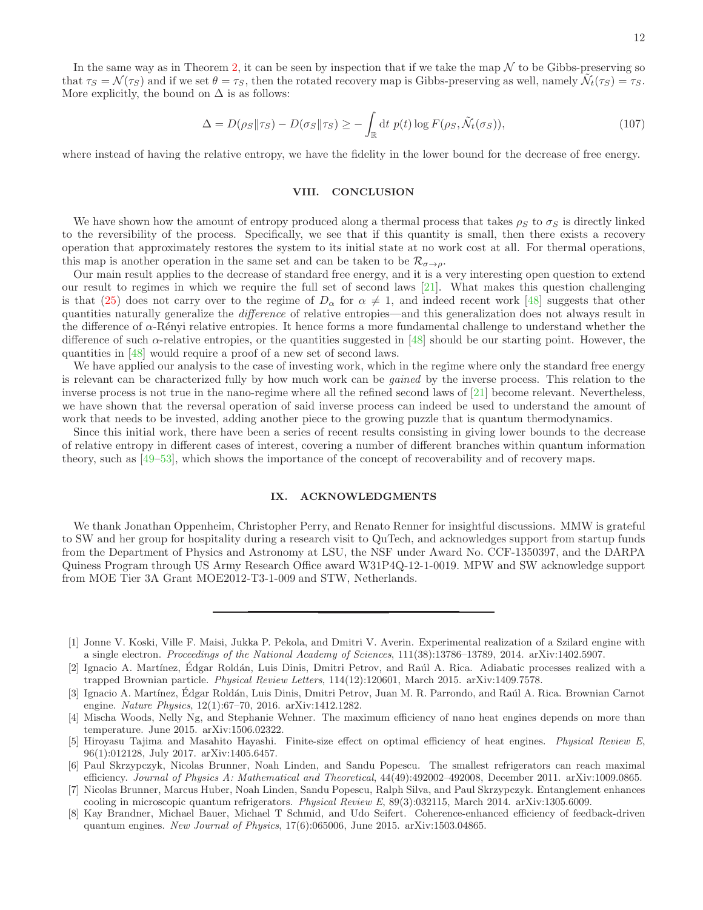In the same way as in Theorem 2, it can be seen by inspection that if we take the map $\mathcal{N}$ to be Gibbs-preserving so that $\tau_S = \mathcal{N}(\tau_S)$ and if we set $\theta = \tau_S$, then the rotated recovery map is Gibbs-preserving as well, namely $\tilde{\mathcal{N}}_t(\tau_S) = \tau_S$. More explicitly, the bound on $\Delta$ is as follows:

$$\Delta = D(\rho_S \| \tau_S) - D(\sigma_S \| \tau_S) \geq - \int_{\mathbb{R}} \mathrm{d}t \; p(t) \log F(\rho_S, \tilde{\mathcal{N}}_t(\sigma_S)), \tag{107}$$

where instead of having the relative entropy, we have the fidelity in the lower bound for the decrease of free energy.

## VIII. CONCLUSION

We have shown how the amount of entropy produced along a thermal process that takes $\rho_S$ to $\sigma_S$ is directly linked to the reversibility of the process. Specifically, we see that if this quantity is small, then there exists a recovery operation that approximately restores the system to its initial state at no work cost at all. For thermal operations, this map is another operation in the same set and can be taken to be $\mathcal{R}_{\sigma \to \rho}$.

Our main result applies to the decrease of standard free energy, and it is a very interesting open question to extend our result to regimes in which we require the full set of second laws [21]. What makes this question challenging is that (25) does not carry over to the regime of $D_\alpha$ for $\alpha \neq 1$, and indeed recent work [48] suggests that other quantities naturally generalize the *difference* of relative entropies—and this generalization does not always result in the difference of $\alpha$-Rényi relative entropies. It hence forms a more fundamental challenge to understand whether the difference of such $\alpha$-relative entropies, or the quantities suggested in [48] should be our starting point. However, the quantities in [48] would require a proof of a new set of second laws.

We have applied our analysis to the case of investing work, which in the regime where only the standard free energy is relevant can be characterized fully by how much work can be *gained* by the inverse process. This relation to the inverse process is not true in the nano-regime where all the refined second laws of [21] become relevant. Nevertheless, we have shown that the reversal operation of said inverse process can indeed be used to understand the amount of work that needs to be invested, adding another piece to the growing puzzle that is quantum thermodynamics.

Since this initial work, there have been a series of recent results consisting in giving lower bounds to the decrease of relative entropy in different cases of interest, covering a number of different branches within quantum information theory, such as [49–53], which shows the importance of the concept of recoverability and of recovery maps.

## IX. ACKNOWLEDGMENTS

We thank Jonathan Oppenheim, Christopher Perry, and Renato Renner for insightful discussions. MMW is grateful to SW and her group for hospitality during a research visit to QuTech, and acknowledges support from startup funds from the Department of Physics and Astronomy at LSU, the NSF under Award No. CCF-1350397, and the DARPA Quiness Program through US Army Research Office award W31P4Q-12-1-0019. MPW and SW acknowledge support from MOE Tier 3A Grant MOE2012-T3-1-009 and STW, Netherlands.

---

[1] Jonne V. Koski, Ville F. Maisi, Jukka P. Pekola, and Dmitri V. Averin. Experimental realization of a Szilard engine with a single electron. *Proceedings of the National Academy of Sciences*, 111(38):13786–13789, 2014. arXiv:1402.5907.

[2] Ignacio A. Martínez, Édgar Roldán, Luis Dinis, Dmitri Petrov, and Raúl A. Rica. Adiabatic processes realized with a trapped Brownian particle. *Physical Review Letters*, 114(12):120601, March 2015. arXiv:1409.7578.

[3] Ignacio A. Martínez, Édgar Roldán, Luis Dinis, Dmitri Petrov, Juan M. R. Parrondo, and Raúl A. Rica. Brownian Carnot engine. *Nature Physics*, 12(1):67–70, 2016. arXiv:1412.1282.

[4] Mischa Woods, Nelly Ng, and Stephanie Wehner. The maximum efficiency of nano heat engines depends on more than temperature. June 2015. arXiv:1506.02322.

[5] Hiroyasu Tajima and Masahito Hayashi. Finite-size effect on optimal efficiency of heat engines. *Physical Review E*, 96(1):012128, July 2017. arXiv:1405.6457.

[6] Paul Skrzypczyk, Nicolas Brunner, Noah Linden, and Sandu Popescu. The smallest refrigerators can reach maximal efficiency. *Journal of Physics A: Mathematical and Theoretical*, 44(49):492002–492008, December 2011. arXiv:1009.0865.

[7] Nicolas Brunner, Marcus Huber, Noah Linden, Sandu Popescu, Ralph Silva, and Paul Skrzypczyk. Entanglement enhances cooling in microscopic quantum refrigerators. *Physical Review E*, 89(3):032115, March 2014. arXiv:1305.6009.

[8] Kay Brandner, Michael Bauer, Michael T Schmid, and Udo Seifert. Coherence-enhanced efficiency of feedback-driven quantum engines. *New Journal of Physics*, 17(6):065006, June 2015. arXiv:1503.04865.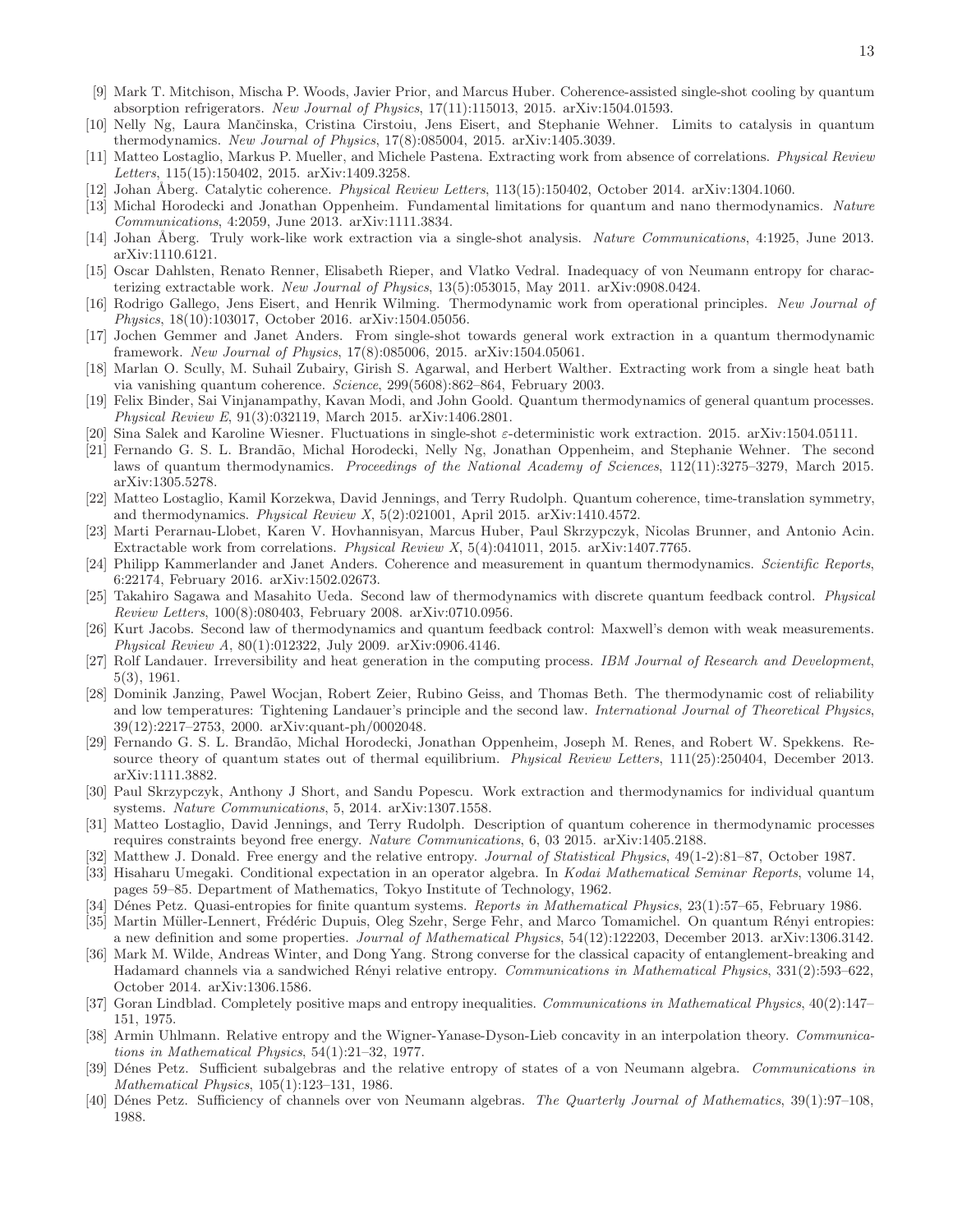[9] Mark T. Mitchison, Mischa P. Woods, Javier Prior, and Marcus Huber. Coherence-assisted single-shot cooling by quantum absorption refrigerators. *New Journal of Physics*, 17(11):115013, 2015. arXiv:1504.01593.

[10] Nelly Ng, Laura Mančinska, Cristina Cirstoiu, Jens Eisert, and Stephanie Wehner. Limits to catalysis in quantum thermodynamics. *New Journal of Physics*, 17(8):085004, 2015. arXiv:1405.3039.

[11] Matteo Lostaglio, Markus P. Mueller, and Michele Pastena. Extracting work from absence of correlations. *Physical Review Letters*, 115(15):150402, 2015. arXiv:1409.3258.

[12] Johan Åberg. Catalytic coherence. *Physical Review Letters*, 113(15):150402, October 2014. arXiv:1304.1060.

[13] Michal Horodecki and Jonathan Oppenheim. Fundamental limitations for quantum and nano thermodynamics. *Nature Communications*, 4:2059, June 2013. arXiv:1111.3834.

[14] Johan Åberg. Truly work-like work extraction via a single-shot analysis. *Nature Communications*, 4:1925, June 2013. arXiv:1110.6121.

[15] Oscar Dahlsten, Renato Renner, Elisabeth Rieper, and Vlatko Vedral. Inadequacy of von Neumann entropy for characterizing extractable work. *New Journal of Physics*, 13(5):053015, May 2011. arXiv:0908.0424.

[16] Rodrigo Gallego, Jens Eisert, and Henrik Wilming. Thermodynamic work from operational principles. *New Journal of Physics*, 18(10):103017, October 2016. arXiv:1504.05056.

[17] Jochen Gemmer and Janet Anders. From single-shot towards general work extraction in a quantum thermodynamic framework. *New Journal of Physics*, 17(8):085006, 2015. arXiv:1504.05061.

[18] Marlan O. Scully, M. Suhail Zubairy, Girish S. Agarwal, and Herbert Walther. Extracting work from a single heat bath via vanishing quantum coherence. *Science*, 299(5608):862–864, February 2003.

[19] Felix Binder, Sai Vinjanampathy, Kavan Modi, and John Goold. Quantum thermodynamics of general quantum processes. *Physical Review E*, 91(3):032119, March 2015. arXiv:1406.2801.

[20] Sina Salek and Karoline Wiesner. Fluctuations in single-shot $\varepsilon$-deterministic work extraction. 2015. arXiv:1504.05111.

[21] Fernando G. S. L. Brandão, Michal Horodecki, Nelly Ng, Jonathan Oppenheim, and Stephanie Wehner. The second laws of quantum thermodynamics. *Proceedings of the National Academy of Sciences*, 112(11):3275–3279, March 2015. arXiv:1305.5278.

[22] Matteo Lostaglio, Kamil Korzekwa, David Jennings, and Terry Rudolph. Quantum coherence, time-translation symmetry, and thermodynamics. *Physical Review X*, 5(2):021001, April 2015. arXiv:1410.4572.

[23] Marti Perarnau-Llobet, Karen V. Hovhannisyan, Marcus Huber, Paul Skrzypczyk, Nicolas Brunner, and Antonio Acin. Extractable work from correlations. *Physical Review X*, 5(4):041011, 2015. arXiv:1407.7765.

[24] Philipp Kammerlander and Janet Anders. Coherence and measurement in quantum thermodynamics. *Scientific Reports*, 6:22174, February 2016. arXiv:1502.02673.

[25] Takahiro Sagawa and Masahito Ueda. Second law of thermodynamics with discrete quantum feedback control. *Physical Review Letters*, 100(8):080403, February 2008. arXiv:0710.0956.

[26] Kurt Jacobs. Second law of thermodynamics and quantum feedback control: Maxwell's demon with weak measurements. *Physical Review A*, 80(1):012322, July 2009. arXiv:0906.4146.

[27] Rolf Landauer. Irreversibility and heat generation in the computing process. *IBM Journal of Research and Development*, 5(3), 1961.

[28] Dominik Janzing, Pawel Wocjan, Robert Zeier, Rubino Geiss, and Thomas Beth. The thermodynamic cost of reliability and low temperatures: Tightening Landauer's principle and the second law. *International Journal of Theoretical Physics*, 39(12):2217–2753, 2000. arXiv:quant-ph/0002048.

[29] Fernando G. S. L. Brandão, Michal Horodecki, Jonathan Oppenheim, Joseph M. Renes, and Robert W. Spekkens. Resource theory of quantum states out of thermal equilibrium. *Physical Review Letters*, 111(25):250404, December 2013. arXiv:1111.3882.

[30] Paul Skrzypczyk, Anthony J Short, and Sandu Popescu. Work extraction and thermodynamics for individual quantum systems. *Nature Communications*, 5, 2014. arXiv:1307.1558.

[31] Matteo Lostaglio, David Jennings, and Terry Rudolph. Description of quantum coherence in thermodynamic processes requires constraints beyond free energy. *Nature Communications*, 6, 03 2015. arXiv:1405.2188.

[32] Matthew J. Donald. Free energy and the relative entropy. *Journal of Statistical Physics*, 49(1-2):81–87, October 1987.

[33] Hisaharu Umegaki. Conditional expectation in an operator algebra. In *Kodai Mathematical Seminar Reports*, volume 14, pages 59–85. Department of Mathematics, Tokyo Institute of Technology, 1962.

[34] Dénes Petz. Quasi-entropies for finite quantum systems. *Reports in Mathematical Physics*, 23(1):57–65, February 1986.

[35] Martin Müller-Lennert, Frédéric Dupuis, Oleg Szehr, Serge Fehr, and Marco Tomamichel. On quantum Rényi entropies: a new definition and some properties. *Journal of Mathematical Physics*, 54(12):122203, December 2013. arXiv:1306.3142.

[36] Mark M. Wilde, Andreas Winter, and Dong Yang. Strong converse for the classical capacity of entanglement-breaking and Hadamard channels via a sandwiched Rényi relative entropy. *Communications in Mathematical Physics*, 331(2):593–622, October 2014. arXiv:1306.1586.

[37] Goran Lindblad. Completely positive maps and entropy inequalities. *Communications in Mathematical Physics*, 40(2):147–151, 1975.

[38] Armin Uhlmann. Relative entropy and the Wigner-Yanase-Dyson-Lieb concavity in an interpolation theory. *Communications in Mathematical Physics*, 54(1):21–32, 1977.

[39] Dénes Petz. Sufficient subalgebras and the relative entropy of states of a von Neumann algebra. *Communications in Mathematical Physics*, 105(1):123–131, 1986.

[40] Dénes Petz. Sufficiency of channels over von Neumann algebras. *The Quarterly Journal of Mathematics*, 39(1):97–108, 1988.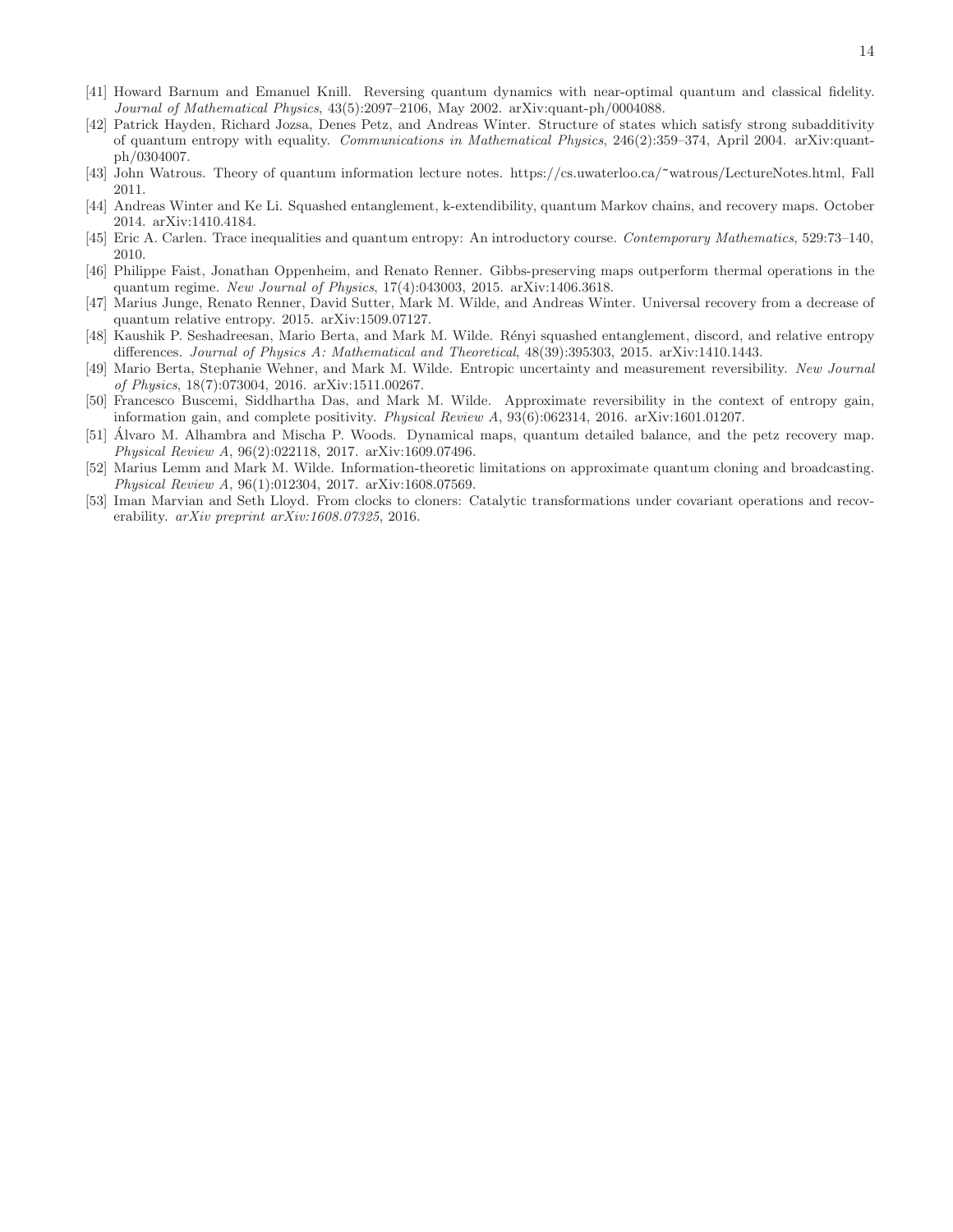[41] Howard Barnum and Emanuel Knill. Reversing quantum dynamics with near-optimal quantum and classical fidelity. *Journal of Mathematical Physics*, 43(5):2097–2106, May 2002. arXiv:quant-ph/0004088.

[42] Patrick Hayden, Richard Jozsa, Denes Petz, and Andreas Winter. Structure of states which satisfy strong subadditivity of quantum entropy with equality. *Communications in Mathematical Physics*, 246(2):359–374, April 2004. arXiv:quant-ph/0304007.

[43] John Watrous. Theory of quantum information lecture notes. https://cs.uwaterloo.ca/~watrous/LectureNotes.html, Fall 2011.

[44] Andreas Winter and Ke Li. Squashed entanglement, k-extendibility, quantum Markov chains, and recovery maps. October 2014. arXiv:1410.4184.

[45] Eric A. Carlen. Trace inequalities and quantum entropy: An introductory course. *Contemporary Mathematics*, 529:73–140, 2010.

[46] Philippe Faist, Jonathan Oppenheim, and Renato Renner. Gibbs-preserving maps outperform thermal operations in the quantum regime. *New Journal of Physics*, 17(4):043003, 2015. arXiv:1406.3618.

[47] Marius Junge, Renato Renner, David Sutter, Mark M. Wilde, and Andreas Winter. Universal recovery from a decrease of quantum relative entropy. 2015. arXiv:1509.07127.

[48] Kaushik P. Seshadreesan, Mario Berta, and Mark M. Wilde. Rényi squashed entanglement, discord, and relative entropy differences. *Journal of Physics A: Mathematical and Theoretical*, 48(39):395303, 2015. arXiv:1410.1443.

[49] Mario Berta, Stephanie Wehner, and Mark M. Wilde. Entropic uncertainty and measurement reversibility. *New Journal of Physics*, 18(7):073004, 2016. arXiv:1511.00267.

[50] Francesco Buscemi, Siddhartha Das, and Mark M. Wilde. Approximate reversibility in the context of entropy gain, information gain, and complete positivity. *Physical Review A*, 93(6):062314, 2016. arXiv:1601.01207.

[51] Álvaro M. Alhambra and Mischa P. Woods. Dynamical maps, quantum detailed balance, and the petz recovery map. *Physical Review A*, 96(2):022118, 2017. arXiv:1609.07496.

[52] Marius Lemm and Mark M. Wilde. Information-theoretic limitations on approximate quantum cloning and broadcasting. *Physical Review A*, 96(1):012304, 2017. arXiv:1608.07569.

[53] Iman Marvian and Seth Lloyd. From clocks to cloners: Catalytic transformations under covariant operations and recoverability. *arXiv preprint arXiv:1608.07325*, 2016.